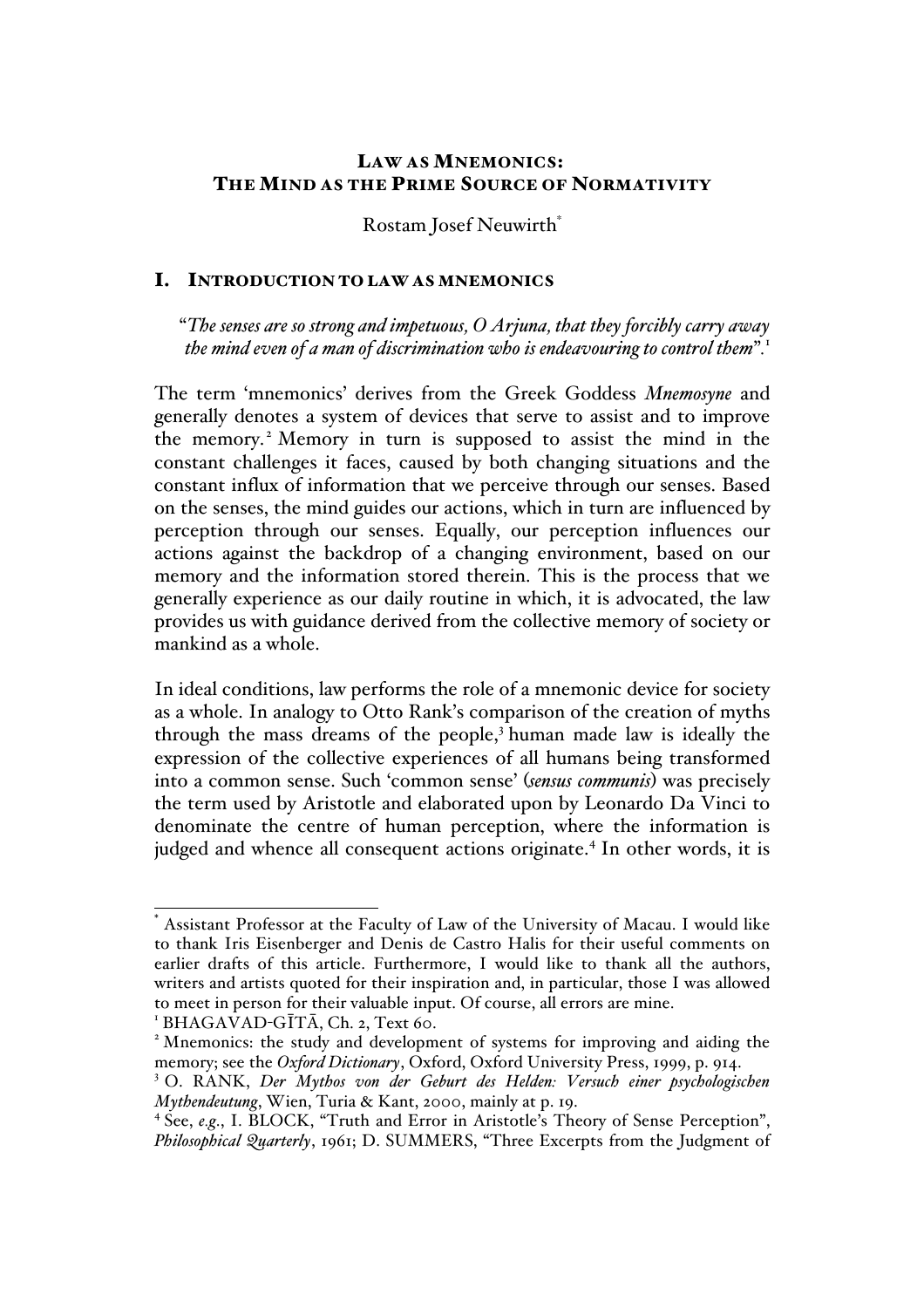# LAW AS MNEMONICS: THE MIND AS THE PRIME SOURCE OF NORMATIVITY

Rostam Josef Neuwirth*

## I. INTRODUCTION TO LAW AS MNEMONICS

> "*The senses are so strong and impetuous, O Arjuna, that they forcibly carry away the mind even of a man of discrimination who is endeavouring to control them*".[1]

The term 'mnemonics' derives from the Greek Goddess *Mnemosyne* and generally denotes a system of devices that serve to assist and to improve the memory.[2] Memory in turn is supposed to assist the mind in the constant challenges it faces, caused by both changing situations and the constant influx of information that we perceive through our senses. Based on the senses, the mind guides our actions, which in turn are influenced by perception through our senses. Equally, our perception influences our actions against the backdrop of a changing environment, based on our memory and the information stored therein. This is the process that we generally experience as our daily routine in which, it is advocated, the law provides us with guidance derived from the collective memory of society or mankind as a whole.

In ideal conditions, law performs the role of a mnemonic device for society as a whole. In analogy to Otto Rank's comparison of the creation of myths through the mass dreams of the people,[3] human made law is ideally the expression of the collective experiences of all humans being transformed into a common sense. Such 'common sense' (*sensus communis*) was precisely the term used by Aristotle and elaborated upon by Leonardo Da Vinci to denominate the centre of human perception, where the information is judged and whence all consequent actions originate.[4] In other words, it is

---

\* Assistant Professor at the Faculty of Law of the University of Macau. I would like to thank Iris Eisenberger and Denis de Castro Halis for their useful comments on earlier drafts of this article. Furthermore, I would like to thank all the authors, writers and artists quoted for their inspiration and, in particular, those I was allowed to meet in person for their valuable input. Of course, all errors are mine.

[1] BHAGAVAD-GĪTĀ, Ch. 2, Text 60.

[2] Mnemonics: the study and development of systems for improving and aiding the memory; see the *Oxford Dictionary*, Oxford, Oxford University Press, 1999, p. 914.

[3] O. RANK, *Der Mythos von der Geburt des Helden: Versuch einer psychologischen Mythendeutung*, Wien, Turia & Kant, 2000, mainly at p. 19.

[4] See, *e.g.*, I. BLOCK, "Truth and Error in Aristotle's Theory of Sense Perception", *Philosophical Quarterly*, 1961; D. SUMMERS, "Three Excerpts from the Judgment of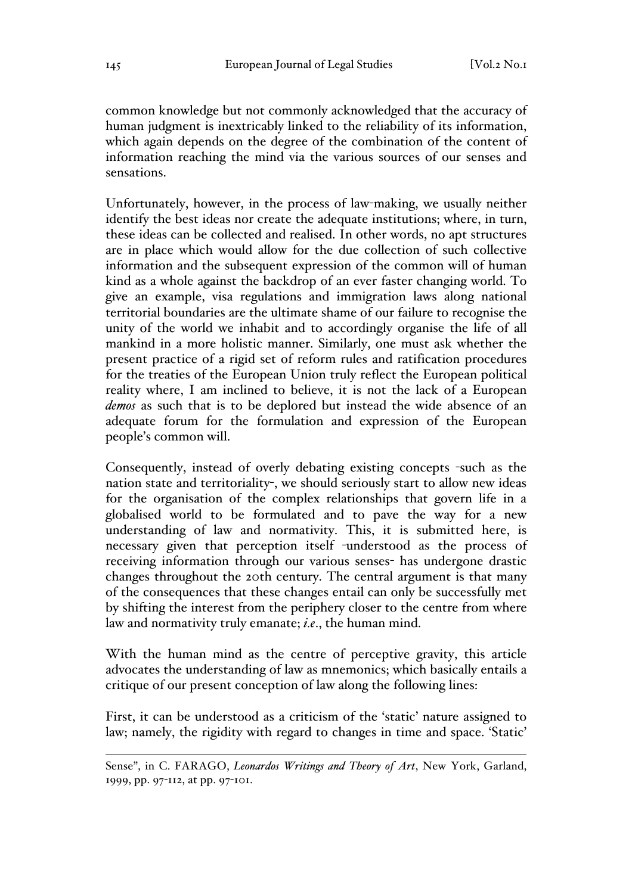common knowledge but not commonly acknowledged that the accuracy of human judgment is inextricably linked to the reliability of its information, which again depends on the degree of the combination of the content of information reaching the mind via the various sources of our senses and sensations.

Unfortunately, however, in the process of law-making, we usually neither identify the best ideas nor create the adequate institutions; where, in turn, these ideas can be collected and realised. In other words, no apt structures are in place which would allow for the due collection of such collective information and the subsequent expression of the common will of human kind as a whole against the backdrop of an ever faster changing world. To give an example, visa regulations and immigration laws along national territorial boundaries are the ultimate shame of our failure to recognise the unity of the world we inhabit and to accordingly organise the life of all mankind in a more holistic manner. Similarly, one must ask whether the present practice of a rigid set of reform rules and ratification procedures for the treaties of the European Union truly reflect the European political reality where, I am inclined to believe, it is not the lack of a European *demos* as such that is to be deplored but instead the wide absence of an adequate forum for the formulation and expression of the European people's common will.

Consequently, instead of overly debating existing concepts -such as the nation state and territoriality-, we should seriously start to allow new ideas for the organisation of the complex relationships that govern life in a globalised world to be formulated and to pave the way for a new understanding of law and normativity. This, it is submitted here, is necessary given that perception itself -understood as the process of receiving information through our various senses- has undergone drastic changes throughout the 20th century. The central argument is that many of the consequences that these changes entail can only be successfully met by shifting the interest from the periphery closer to the centre from where law and normativity truly emanate; *i.e.*, the human mind.

With the human mind as the centre of perceptive gravity, this article advocates the understanding of law as mnemonics; which basically entails a critique of our present conception of law along the following lines:

First, it can be understood as a criticism of the 'static' nature assigned to law; namely, the rigidity with regard to changes in time and space. 'Static'

---

Sense", in C. FARAGO, *Leonardos Writings and Theory of Art*, New York, Garland, 1999, pp. 97-112, at pp. 97-101.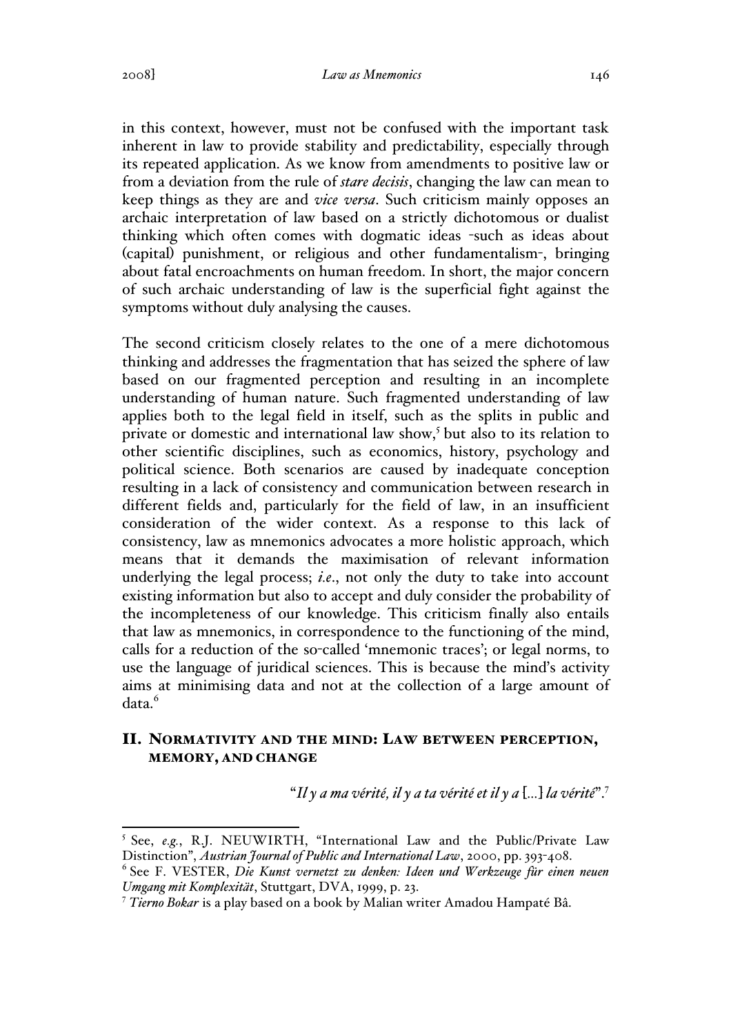in this context, however, must not be confused with the important task inherent in law to provide stability and predictability, especially through its repeated application. As we know from amendments to positive law or from a deviation from the rule of *stare decisis*, changing the law can mean to keep things as they are and *vice versa*. Such criticism mainly opposes an archaic interpretation of law based on a strictly dichotomous or dualist thinking which often comes with dogmatic ideas -such as ideas about (capital) punishment, or religious and other fundamentalism-, bringing about fatal encroachments on human freedom. In short, the major concern of such archaic understanding of law is the superficial fight against the symptoms without duly analysing the causes.

The second criticism closely relates to the one of a mere dichotomous thinking and addresses the fragmentation that has seized the sphere of law based on our fragmented perception and resulting in an incomplete understanding of human nature. Such fragmented understanding of law applies both to the legal field in itself, such as the splits in public and private or domestic and international law show,[5] but also to its relation to other scientific disciplines, such as economics, history, psychology and political science. Both scenarios are caused by inadequate conception resulting in a lack of consistency and communication between research in different fields and, particularly for the field of law, in an insufficient consideration of the wider context. As a response to this lack of consistency, law as mnemonics advocates a more holistic approach, which means that it demands the maximisation of relevant information underlying the legal process; *i.e.*, not only the duty to take into account existing information but also to accept and duly consider the probability of the incompleteness of our knowledge. This criticism finally also entails that law as mnemonics, in correspondence to the functioning of the mind, calls for a reduction of the so-called 'mnemonic traces'; or legal norms, to use the language of juridical sciences. This is because the mind's activity aims at minimising data and not at the collection of a large amount of data.[6]

## II. Normativity and the mind: Law between perception, memory, and change

"*Il y a ma vérité, il y a ta vérité et il y a* [...] *la vérité*".[7]

---

[5] See, *e.g.*, R.J. NEUWIRTH, "International Law and the Public/Private Law Distinction", *Austrian Journal of Public and International Law*, 2000, pp. 393-408.

[6] See F. VESTER, *Die Kunst vernetzt zu denken: Ideen und Werkzeuge für einen neuen Umgang mit Komplexität*, Stuttgart, DVA, 1999, p. 23.

[7] *Tierno Bokar* is a play based on a book by Malian writer Amadou Hampaté Bâ.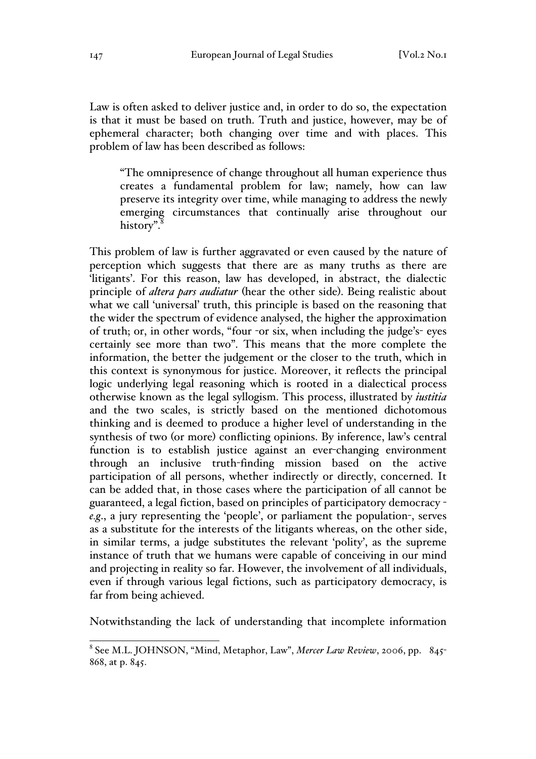Law is often asked to deliver justice and, in order to do so, the expectation is that it must be based on truth. Truth and justice, however, may be of ephemeral character; both changing over time and with places. This problem of law has been described as follows:

> "The omnipresence of change throughout all human experience thus creates a fundamental problem for law; namely, how can law preserve its integrity over time, while managing to address the newly emerging circumstances that continually arise throughout our history".[8]

This problem of law is further aggravated or even caused by the nature of perception which suggests that there are as many truths as there are 'litigants'. For this reason, law has developed, in abstract, the dialectic principle of *altera pars audiatur* (hear the other side). Being realistic about what we call 'universal' truth, this principle is based on the reasoning that the wider the spectrum of evidence analysed, the higher the approximation of truth; or, in other words, "four -or six, when including the judge's- eyes certainly see more than two". This means that the more complete the information, the better the judgement or the closer to the truth, which in this context is synonymous for justice. Moreover, it reflects the principal logic underlying legal reasoning which is rooted in a dialectical process otherwise known as the legal syllogism. This process, illustrated by *iustitia* and the two scales, is strictly based on the mentioned dichotomous thinking and is deemed to produce a higher level of understanding in the synthesis of two (or more) conflicting opinions. By inference, law's central function is to establish justice against an ever-changing environment through an inclusive truth-finding mission based on the active participation of all persons, whether indirectly or directly, concerned. It can be added that, in those cases where the participation of all cannot be guaranteed, a legal fiction, based on principles of participatory democracy -*e.g.*, a jury representing the 'people', or parliament the population-, serves as a substitute for the interests of the litigants whereas, on the other side, in similar terms, a judge substitutes the relevant 'polity', as the supreme instance of truth that we humans were capable of conceiving in our mind and projecting in reality so far. However, the involvement of all individuals, even if through various legal fictions, such as participatory democracy, is far from being achieved.

Notwithstanding the lack of understanding that incomplete information

---

[8] See M.L. JOHNSON, "Mind, Metaphor, Law", *Mercer Law Review*, 2006, pp. 845-868, at p. 845.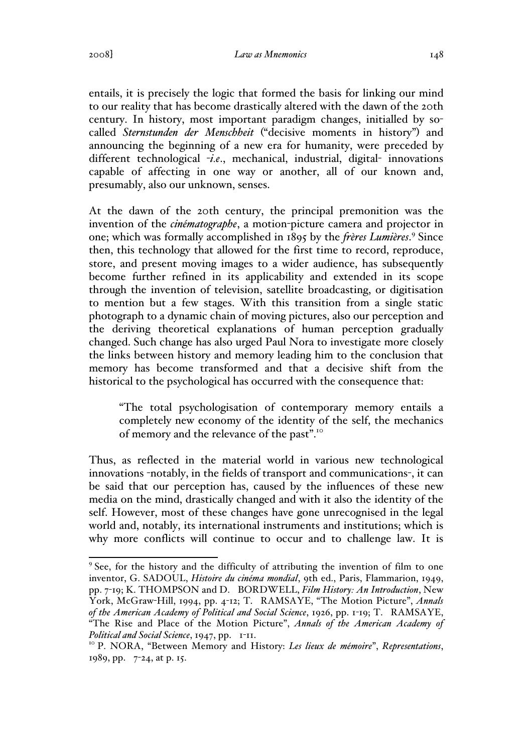entails, it is precisely the logic that formed the basis for linking our mind to our reality that has become drastically altered with the dawn of the 20th century. In history, most important paradigm changes, initialled by so-called *Sternstunden der Menschheit* ("decisive moments in history") and announcing the beginning of a new era for humanity, were preceded by different technological -*i.e*., mechanical, industrial, digital- innovations capable of affecting in one way or another, all of our known and, presumably, also our unknown, senses.

At the dawn of the 20th century, the principal premonition was the invention of the *cinématographe*, a motion-picture camera and projector in one; which was formally accomplished in 1895 by the *frères Lumières*.[9] Since then, this technology that allowed for the first time to record, reproduce, store, and present moving images to a wider audience, has subsequently become further refined in its applicability and extended in its scope through the invention of television, satellite broadcasting, or digitisation to mention but a few stages. With this transition from a single static photograph to a dynamic chain of moving pictures, also our perception and the deriving theoretical explanations of human perception gradually changed. Such change has also urged Paul Nora to investigate more closely the links between history and memory leading him to the conclusion that memory has become transformed and that a decisive shift from the historical to the psychological has occurred with the consequence that:

> "The total psychologisation of contemporary memory entails a completely new economy of the identity of the self, the mechanics of memory and the relevance of the past".[10]

Thus, as reflected in the material world in various new technological innovations -notably, in the fields of transport and communications-, it can be said that our perception has, caused by the influences of these new media on the mind, drastically changed and with it also the identity of the self. However, most of these changes have gone unrecognised in the legal world and, notably, its international instruments and institutions; which is why more conflicts will continue to occur and to challenge law. It is

---

[9] See, for the history and the difficulty of attributing the invention of film to one inventor, G. SADOUL, *Histoire du cinéma mondial*, 9th ed., Paris, Flammarion, 1949, pp. 7-19; K. THOMPSON and D. BORDWELL, *Film History: An Introduction*, New York, McGraw-Hill, 1994, pp. 4-12; T. RAMSAYE, "The Motion Picture", *Annals of the American Academy of Political and Social Science*, 1926, pp. 1-19; T. RAMSAYE, "The Rise and Place of the Motion Picture", *Annals of the American Academy of Political and Social Science*, 1947, pp. 1-11.

[10] P. NORA, "Between Memory and History: *Les lieux de mémoire*", *Representations*, 1989, pp. 7-24, at p. 15.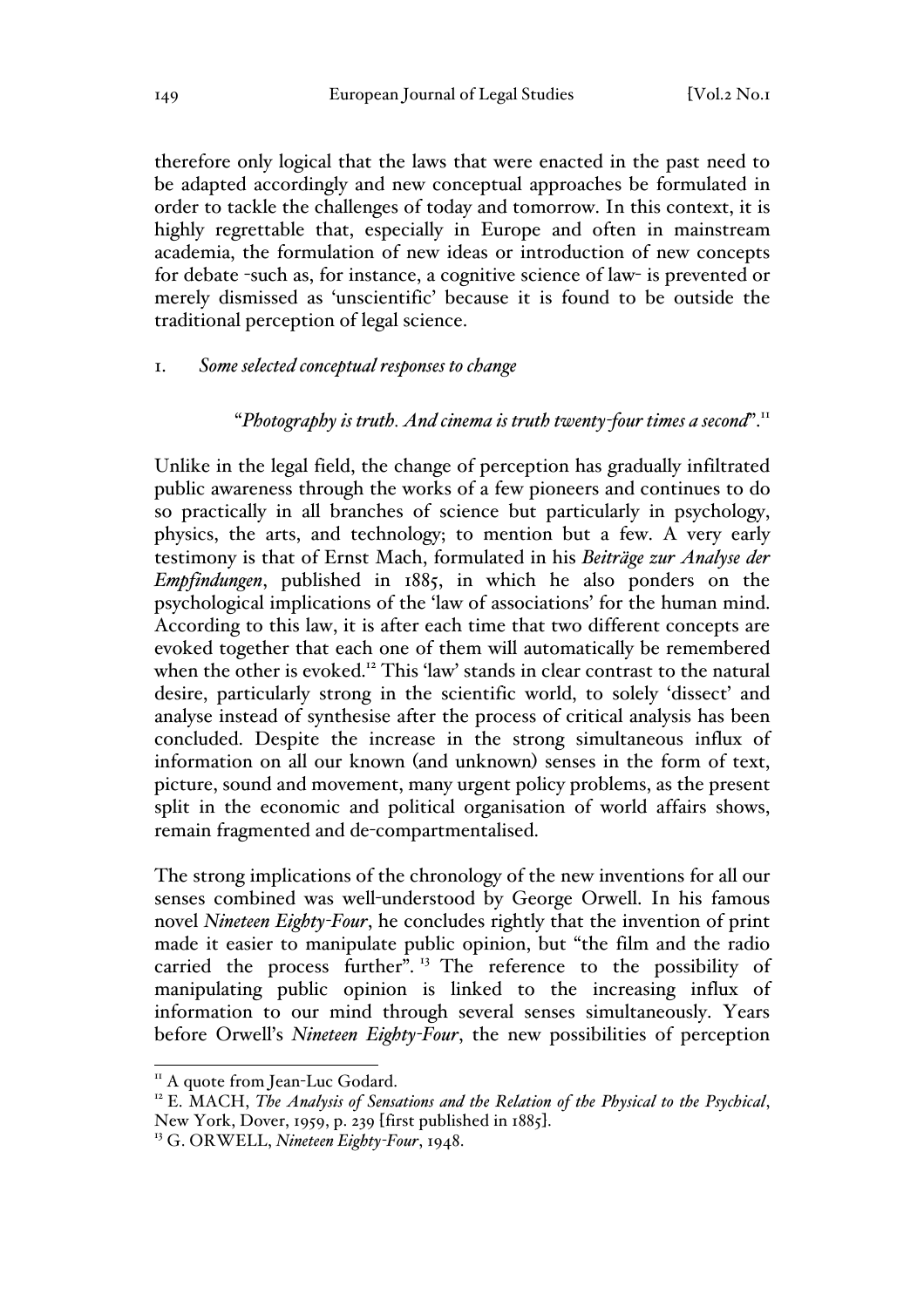therefore only logical that the laws that were enacted in the past need to be adapted accordingly and new conceptual approaches be formulated in order to tackle the challenges of today and tomorrow. In this context, it is highly regrettable that, especially in Europe and often in mainstream academia, the formulation of new ideas or introduction of new concepts for debate -such as, for instance, a cognitive science of law- is prevented or merely dismissed as 'unscientific' because it is found to be outside the traditional perception of legal science.

## 1. *Some selected conceptual responses to change*

> "*Photography is truth. And cinema is truth twenty-four times a second*".[11]

Unlike in the legal field, the change of perception has gradually infiltrated public awareness through the works of a few pioneers and continues to do so practically in all branches of science but particularly in psychology, physics, the arts, and technology; to mention but a few. A very early testimony is that of Ernst Mach, formulated in his *Beiträge zur Analyse der Empfindungen*, published in 1885, in which he also ponders on the psychological implications of the 'law of associations' for the human mind. According to this law, it is after each time that two different concepts are evoked together that each one of them will automatically be remembered when the other is evoked.[12] This 'law' stands in clear contrast to the natural desire, particularly strong in the scientific world, to solely 'dissect' and analyse instead of synthesise after the process of critical analysis has been concluded. Despite the increase in the strong simultaneous influx of information on all our known (and unknown) senses in the form of text, picture, sound and movement, many urgent policy problems, as the present split in the economic and political organisation of world affairs shows, remain fragmented and de-compartmentalised.

The strong implications of the chronology of the new inventions for all our senses combined was well-understood by George Orwell. In his famous novel *Nineteen Eighty-Four*, he concludes rightly that the invention of print made it easier to manipulate public opinion, but "the film and the radio carried the process further".[13] The reference to the possibility of manipulating public opinion is linked to the increasing influx of information to our mind through several senses simultaneously. Years before Orwell's *Nineteen Eighty-Four*, the new possibilities of perception

---

[11] A quote from Jean-Luc Godard.

[12] E. MACH, *The Analysis of Sensations and the Relation of the Physical to the Psychical*, New York, Dover, 1959, p. 239 [first published in 1885].

[13] G. ORWELL, *Nineteen Eighty-Four*, 1948.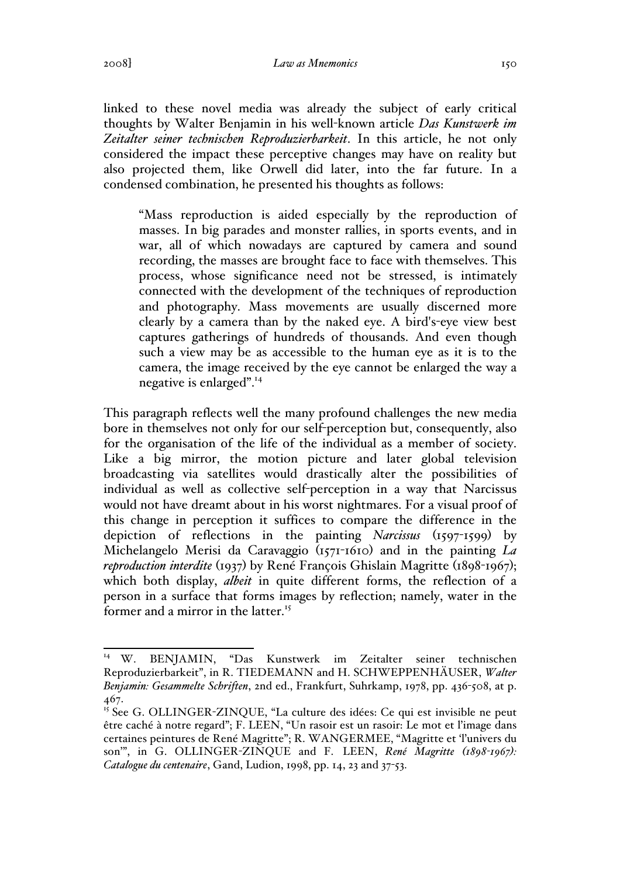linked to these novel media was already the subject of early critical thoughts by Walter Benjamin in his well-known article *Das Kunstwerk im Zeitalter seiner technischen Reproduzierbarkeit*. In this article, he not only considered the impact these perceptive changes may have on reality but also projected them, like Orwell did later, into the far future. In a condensed combination, he presented his thoughts as follows:

> "Mass reproduction is aided especially by the reproduction of masses. In big parades and monster rallies, in sports events, and in war, all of which nowadays are captured by camera and sound recording, the masses are brought face to face with themselves. This process, whose significance need not be stressed, is intimately connected with the development of the techniques of reproduction and photography. Mass movements are usually discerned more clearly by a camera than by the naked eye. A bird's-eye view best captures gatherings of hundreds of thousands. And even though such a view may be as accessible to the human eye as it is to the camera, the image received by the eye cannot be enlarged the way a negative is enlarged".[14]

This paragraph reflects well the many profound challenges the new media bore in themselves not only for our self-perception but, consequently, also for the organisation of the life of the individual as a member of society. Like a big mirror, the motion picture and later global television broadcasting via satellites would drastically alter the possibilities of individual as well as collective self-perception in a way that Narcissus would not have dreamt about in his worst nightmares. For a visual proof of this change in perception it suffices to compare the difference in the depiction of reflections in the painting *Narcissus* (1597-1599) by Michelangelo Merisi da Caravaggio (1571-1610) and in the painting *La reproduction interdite* (1937) by René François Ghislain Magritte (1898-1967); which both display, *albeit* in quite different forms, the reflection of a person in a surface that forms images by reflection; namely, water in the former and a mirror in the latter.[15]

---

[14] W. BENJAMIN, "Das Kunstwerk im Zeitalter seiner technischen Reproduzierbarkeit", in R. TIEDEMANN and H. SCHWEPPENHÄUSER, *Walter Benjamin: Gesammelte Schriften*, 2nd ed., Frankfurt, Suhrkamp, 1978, pp. 436-508, at p. 467.

[15] See G. OLLINGER-ZINQUE, "La culture des idées: Ce qui est invisible ne peut être caché à notre regard"; F. LEEN, "Un rasoir est un rasoir: Le mot et l'image dans certaines peintures de René Magritte"; R. WANGERMEE, "Magritte et 'l'univers du son'", in G. OLLINGER-ZINQUE and F. LEEN, *René Magritte (1898-1967): Catalogue du centenaire*, Gand, Ludion, 1998, pp. 14, 23 and 37-53.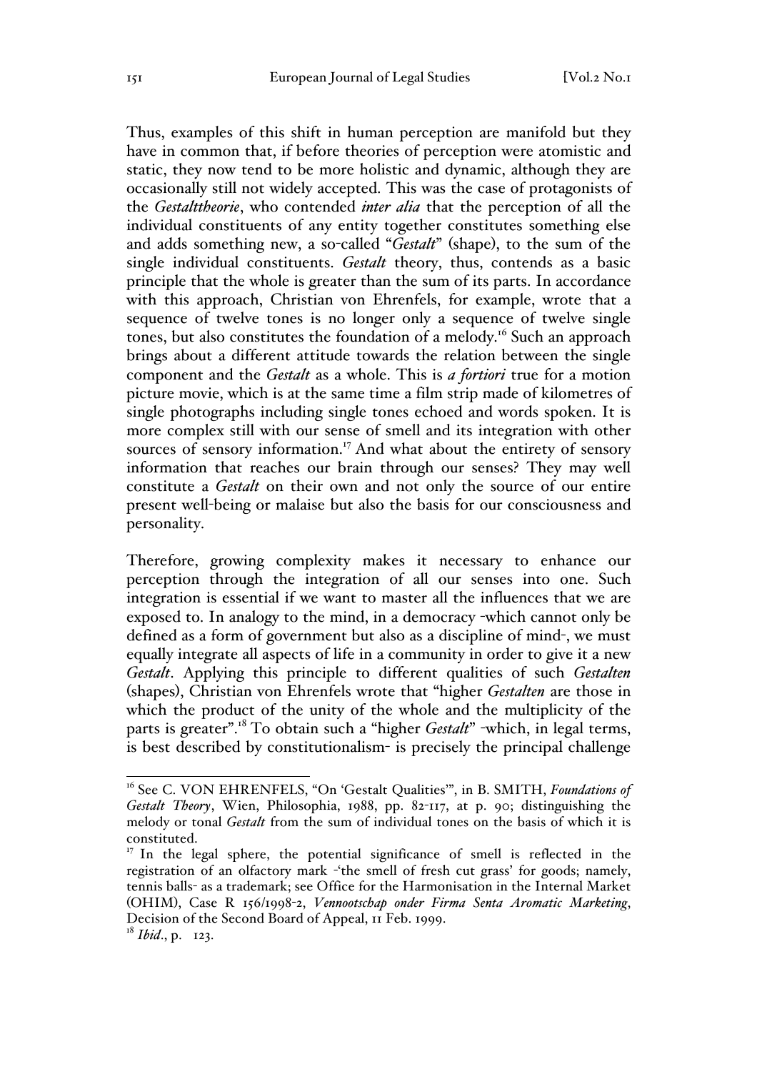Thus, examples of this shift in human perception are manifold but they have in common that, if before theories of perception were atomistic and static, they now tend to be more holistic and dynamic, although they are occasionally still not widely accepted. This was the case of protagonists of the *Gestalttheorie*, who contended *inter alia* that the perception of all the individual constituents of any entity together constitutes something else and adds something new, a so-called "*Gestalt*" (shape), to the sum of the single individual constituents. *Gestalt* theory, thus, contends as a basic principle that the whole is greater than the sum of its parts. In accordance with this approach, Christian von Ehrenfels, for example, wrote that a sequence of twelve tones is no longer only a sequence of twelve single tones, but also constitutes the foundation of a melody.[16] Such an approach brings about a different attitude towards the relation between the single component and the *Gestalt* as a whole. This is *a fortiori* true for a motion picture movie, which is at the same time a film strip made of kilometres of single photographs including single tones echoed and words spoken. It is more complex still with our sense of smell and its integration with other sources of sensory information.[17] And what about the entirety of sensory information that reaches our brain through our senses? They may well constitute a *Gestalt* on their own and not only the source of our entire present well-being or malaise but also the basis for our consciousness and personality.

Therefore, growing complexity makes it necessary to enhance our perception through the integration of all our senses into one. Such integration is essential if we want to master all the influences that we are exposed to. In analogy to the mind, in a democracy -which cannot only be defined as a form of government but also as a discipline of mind-, we must equally integrate all aspects of life in a community in order to give it a new *Gestalt*. Applying this principle to different qualities of such *Gestalten* (shapes), Christian von Ehrenfels wrote that "higher *Gestalten* are those in which the product of the unity of the whole and the multiplicity of the parts is greater".[18] To obtain such a "higher *Gestalt*" -which, in legal terms, is best described by constitutionalism- is precisely the principal challenge

---

[16] See C. VON EHRENFELS, "On 'Gestalt Qualities'", in B. SMITH, *Foundations of Gestalt Theory*, Wien, Philosophia, 1988, pp. 82-117, at p. 90; distinguishing the melody or tonal *Gestalt* from the sum of individual tones on the basis of which it is constituted.

[17] In the legal sphere, the potential significance of smell is reflected in the registration of an olfactory mark -'the smell of fresh cut grass' for goods; namely, tennis balls- as a trademark; see Office for the Harmonisation in the Internal Market (OHIM), Case R 156/1998-2, *Vennootschap onder Firma Senta Aromatic Marketing*, Decision of the Second Board of Appeal, 11 Feb. 1999.

[18] *Ibid*., p. 123.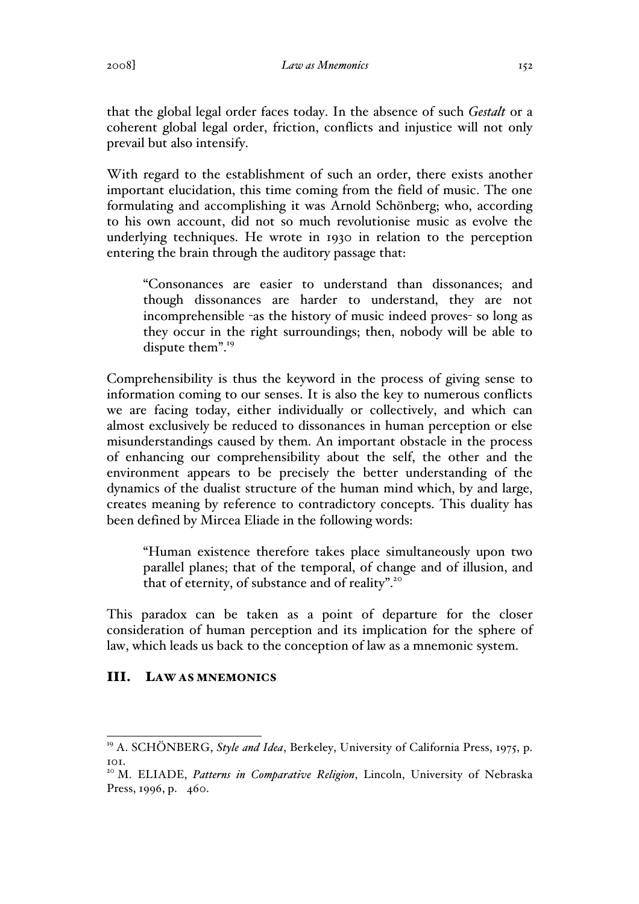that the global legal order faces today. In the absence of such *Gestalt* or a coherent global legal order, friction, conflicts and injustice will not only prevail but also intensify.

With regard to the establishment of such an order, there exists another important elucidation, this time coming from the field of music. The one formulating and accomplishing it was Arnold Schönberg; who, according to his own account, did not so much revolutionise music as evolve the underlying techniques. He wrote in 1930 in relation to the perception entering the brain through the auditory passage that:

> "Consonances are easier to understand than dissonances; and though dissonances are harder to understand, they are not incomprehensible -as the history of music indeed proves- so long as they occur in the right surroundings; then, nobody will be able to dispute them".[19]

Comprehensibility is thus the keyword in the process of giving sense to information coming to our senses. It is also the key to numerous conflicts we are facing today, either individually or collectively, and which can almost exclusively be reduced to dissonances in human perception or else misunderstandings caused by them. An important obstacle in the process of enhancing our comprehensibility about the self, the other and the environment appears to be precisely the better understanding of the dynamics of the dualist structure of the human mind which, by and large, creates meaning by reference to contradictory concepts. This duality has been defined by Mircea Eliade in the following words:

> "Human existence therefore takes place simultaneously upon two parallel planes; that of the temporal, of change and of illusion, and that of eternity, of substance and of reality".[20]

This paradox can be taken as a point of departure for the closer consideration of human perception and its implication for the sphere of law, which leads us back to the conception of law as a mnemonic system.

## III. LAW AS MNEMONICS

---

[19] A. SCHÖNBERG, *Style and Idea*, Berkeley, University of California Press, 1975, p. 101.

[20] M. ELIADE, *Patterns in Comparative Religion*, Lincoln, University of Nebraska Press, 1996, p. 460.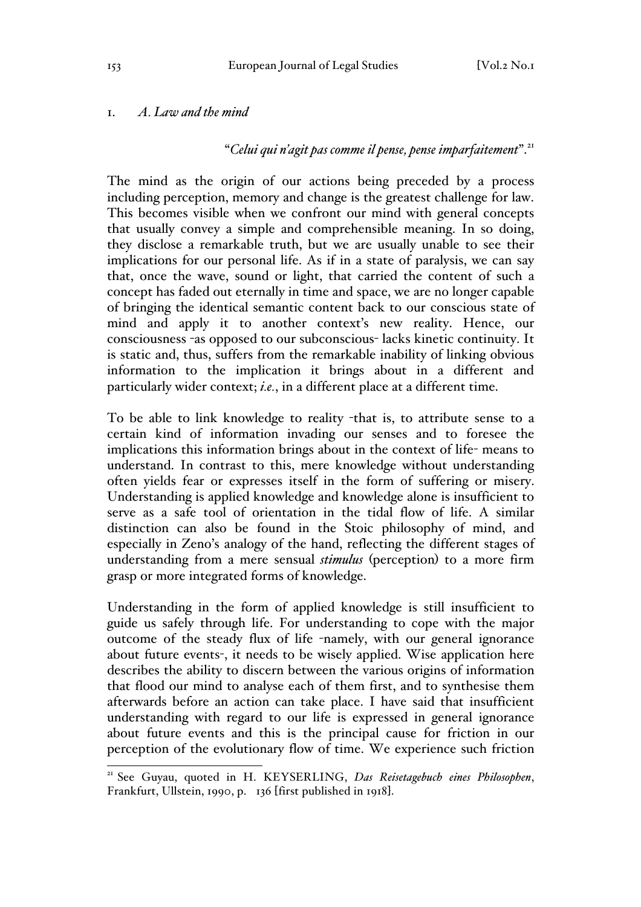## 1. *A. Law and the mind*

"*Celui qui n'agit pas comme il pense, pense imparfaitement*".[21]

The mind as the origin of our actions being preceded by a process including perception, memory and change is the greatest challenge for law. This becomes visible when we confront our mind with general concepts that usually convey a simple and comprehensible meaning. In so doing, they disclose a remarkable truth, but we are usually unable to see their implications for our personal life. As if in a state of paralysis, we can say that, once the wave, sound or light, that carried the content of such a concept has faded out eternally in time and space, we are no longer capable of bringing the identical semantic content back to our conscious state of mind and apply it to another context's new reality. Hence, our consciousness -as opposed to our subconscious- lacks kinetic continuity. It is static and, thus, suffers from the remarkable inability of linking obvious information to the implication it brings about in a different and particularly wider context; *i.e.*, in a different place at a different time.

To be able to link knowledge to reality -that is, to attribute sense to a certain kind of information invading our senses and to foresee the implications this information brings about in the context of life- means to understand. In contrast to this, mere knowledge without understanding often yields fear or expresses itself in the form of suffering or misery. Understanding is applied knowledge and knowledge alone is insufficient to serve as a safe tool of orientation in the tidal flow of life. A similar distinction can also be found in the Stoic philosophy of mind, and especially in Zeno's analogy of the hand, reflecting the different stages of understanding from a mere sensual *stimulus* (perception) to a more firm grasp or more integrated forms of knowledge.

Understanding in the form of applied knowledge is still insufficient to guide us safely through life. For understanding to cope with the major outcome of the steady flux of life -namely, with our general ignorance about future events-, it needs to be wisely applied. Wise application here describes the ability to discern between the various origins of information that flood our mind to analyse each of them first, and to synthesise them afterwards before an action can take place. I have said that insufficient understanding with regard to our life is expressed in general ignorance about future events and this is the principal cause for friction in our perception of the evolutionary flow of time. We experience such friction

[21] See Guyau, quoted in H. KEYSERLING, *Das Reisetagebuch eines Philosophen*, Frankfurt, Ullstein, 1990, p. 136 [first published in 1918].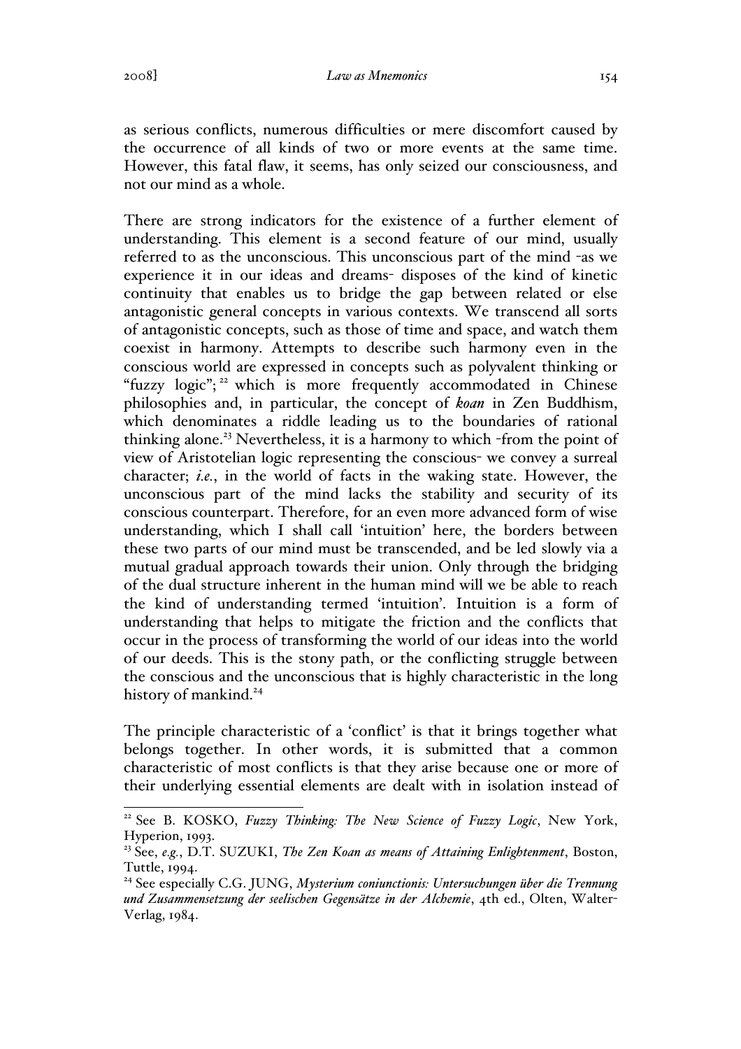as serious conflicts, numerous difficulties or mere discomfort caused by the occurrence of all kinds of two or more events at the same time. However, this fatal flaw, it seems, has only seized our consciousness, and not our mind as a whole.

There are strong indicators for the existence of a further element of understanding. This element is a second feature of our mind, usually referred to as the unconscious. This unconscious part of the mind -as we experience it in our ideas and dreams- disposes of the kind of kinetic continuity that enables us to bridge the gap between related or else antagonistic general concepts in various contexts. We transcend all sorts of antagonistic concepts, such as those of time and space, and watch them coexist in harmony. Attempts to describe such harmony even in the conscious world are expressed in concepts such as polyvalent thinking or "fuzzy logic";[22] which is more frequently accommodated in Chinese philosophies and, in particular, the concept of ***koan*** in Zen Buddhism, which denominates a riddle leading us to the boundaries of rational thinking alone.[23] Nevertheless, it is a harmony to which -from the point of view of Aristotelian logic representing the conscious- we convey a surreal character; *i.e.*, in the world of facts in the waking state. However, the unconscious part of the mind lacks the stability and security of its conscious counterpart. Therefore, for an even more advanced form of wise understanding, which I shall call 'intuition' here, the borders between these two parts of our mind must be transcended, and be led slowly via a mutual gradual approach towards their union. Only through the bridging of the dual structure inherent in the human mind will we be able to reach the kind of understanding termed 'intuition'. Intuition is a form of understanding that helps to mitigate the friction and the conflicts that occur in the process of transforming the world of our ideas into the world of our deeds. This is the stony path, or the conflicting struggle between the conscious and the unconscious that is highly characteristic in the long history of mankind.[24]

The principle characteristic of a 'conflict' is that it brings together what belongs together. In other words, it is submitted that a common characteristic of most conflicts is that they arise because one or more of their underlying essential elements are dealt with in isolation instead of

---

[22] See B. KOSKO, *Fuzzy Thinking: The New Science of Fuzzy Logic*, New York, Hyperion, 1993.

[23] See, *e.g.*, D.T. SUZUKI, *The Zen Koan as means of Attaining Enlightenment*, Boston, Tuttle, 1994.

[24] See especially C.G. JUNG, *Mysterium coniunctionis: Untersuchungen über die Trennung und Zusammensetzung der seelischen Gegensätze in der Alchemie*, 4th ed., Olten, Walter-Verlag, 1984.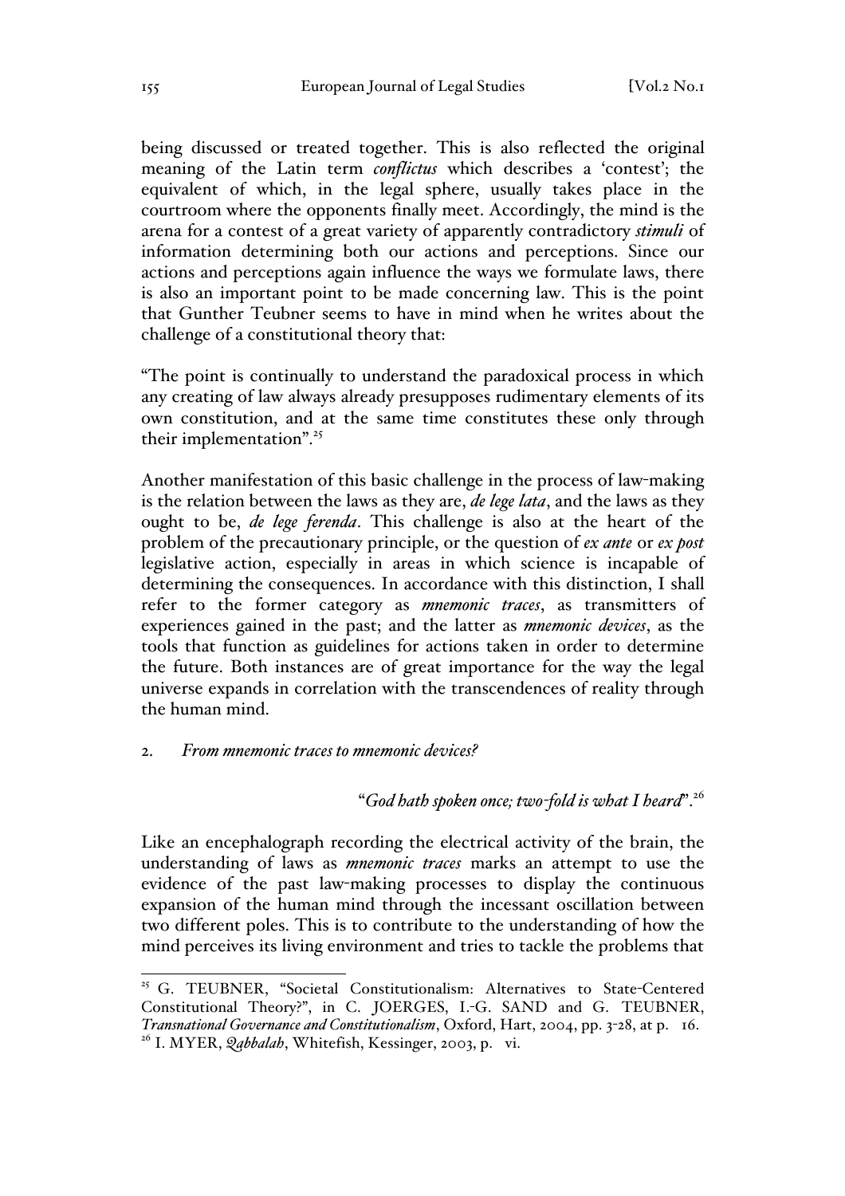being discussed or treated together. This is also reflected the original meaning of the Latin term *conflictus* which describes a 'contest'; the equivalent of which, in the legal sphere, usually takes place in the courtroom where the opponents finally meet. Accordingly, the mind is the arena for a contest of a great variety of apparently contradictory *stimuli* of information determining both our actions and perceptions. Since our actions and perceptions again influence the ways we formulate laws, there is also an important point to be made concerning law. This is the point that Gunther Teubner seems to have in mind when he writes about the challenge of a constitutional theory that:

"The point is continually to understand the paradoxical process in which any creating of law always already presupposes rudimentary elements of its own constitution, and at the same time constitutes these only through their implementation".[25]

Another manifestation of this basic challenge in the process of law-making is the relation between the laws as they are, *de lege lata*, and the laws as they ought to be, *de lege ferenda*. This challenge is also at the heart of the problem of the precautionary principle, or the question of *ex ante* or *ex post* legislative action, especially in areas in which science is incapable of determining the consequences. In accordance with this distinction, I shall refer to the former category as *mnemonic traces*, as transmitters of experiences gained in the past; and the latter as *mnemonic devices*, as the tools that function as guidelines for actions taken in order to determine the future. Both instances are of great importance for the way the legal universe expands in correlation with the transcendences of reality through the human mind.

## 2. *From mnemonic traces to mnemonic devices?*

"*God hath spoken once; two-fold is what I heard*".[26]

Like an encephalograph recording the electrical activity of the brain, the understanding of laws as *mnemonic traces* marks an attempt to use the evidence of the past law-making processes to display the continuous expansion of the human mind through the incessant oscillation between two different poles. This is to contribute to the understanding of how the mind perceives its living environment and tries to tackle the problems that

---

[25] G. TEUBNER, "Societal Constitutionalism: Alternatives to State-Centered Constitutional Theory?", in C. JOERGES, I.-G. SAND and G. TEUBNER, *Transnational Governance and Constitutionalism*, Oxford, Hart, 2004, pp. 3-28, at p. 16.

[26] I. MYER, *Qabbalah*, Whitefish, Kessinger, 2003, p. vi.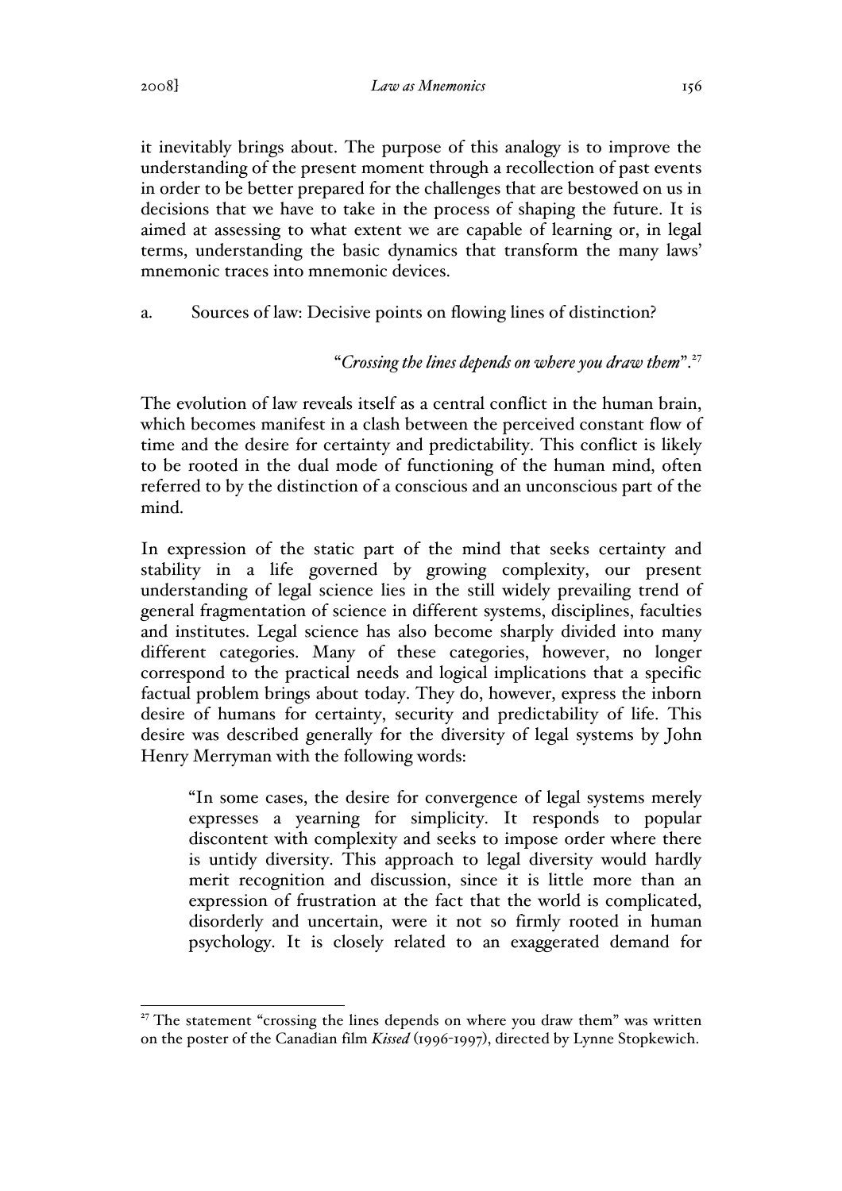it inevitably brings about. The purpose of this analogy is to improve the understanding of the present moment through a recollection of past events in order to be better prepared for the challenges that are bestowed on us in decisions that we have to take in the process of shaping the future. It is aimed at assessing to what extent we are capable of learning or, in legal terms, understanding the basic dynamics that transform the many laws' mnemonic traces into mnemonic devices.

### a. Sources of law: Decisive points on flowing lines of distinction?

"*Crossing the lines depends on where you draw them*".[27]

The evolution of law reveals itself as a central conflict in the human brain, which becomes manifest in a clash between the perceived constant flow of time and the desire for certainty and predictability. This conflict is likely to be rooted in the dual mode of functioning of the human mind, often referred to by the distinction of a conscious and an unconscious part of the mind.

In expression of the static part of the mind that seeks certainty and stability in a life governed by growing complexity, our present understanding of legal science lies in the still widely prevailing trend of general fragmentation of science in different systems, disciplines, faculties and institutes. Legal science has also become sharply divided into many different categories. Many of these categories, however, no longer correspond to the practical needs and logical implications that a specific factual problem brings about today. They do, however, express the inborn desire of humans for certainty, security and predictability of life. This desire was described generally for the diversity of legal systems by John Henry Merryman with the following words:

> "In some cases, the desire for convergence of legal systems merely expresses a yearning for simplicity. It responds to popular discontent with complexity and seeks to impose order where there is untidy diversity. This approach to legal diversity would hardly merit recognition and discussion, since it is little more than an expression of frustration at the fact that the world is complicated, disorderly and uncertain, were it not so firmly rooted in human psychology. It is closely related to an exaggerated demand for

---

[27] The statement "crossing the lines depends on where you draw them" was written on the poster of the Canadian film *Kissed* (1996-1997), directed by Lynne Stopkewich.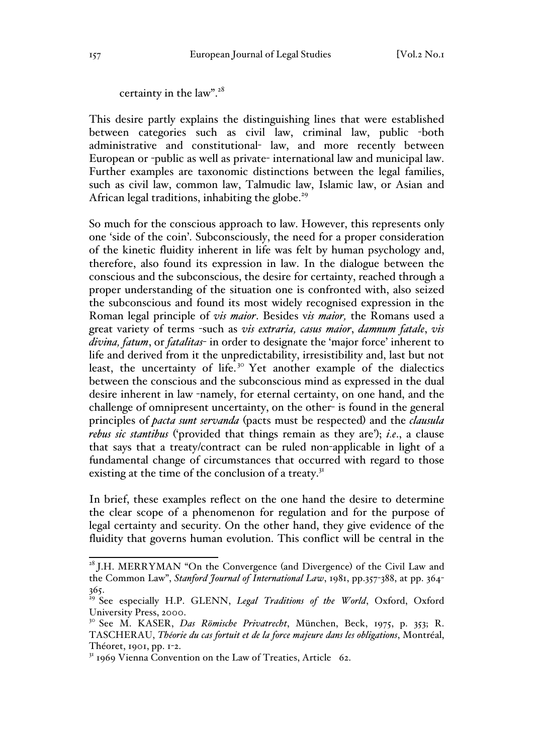certainty in the law".[28]

This desire partly explains the distinguishing lines that were established between categories such as civil law, criminal law, public -both administrative and constitutional- law, and more recently between European or -public as well as private- international law and municipal law. Further examples are taxonomic distinctions between the legal families, such as civil law, common law, Talmudic law, Islamic law, or Asian and African legal traditions, inhabiting the globe.[29]

So much for the conscious approach to law. However, this represents only one 'side of the coin'. Subconsciously, the need for a proper consideration of the kinetic fluidity inherent in life was felt by human psychology and, therefore, also found its expression in law. In the dialogue between the conscious and the subconscious, the desire for certainty, reached through a proper understanding of the situation one is confronted with, also seized the subconscious and found its most widely recognised expression in the Roman legal principle of *vis maior*. Besides v*is maior,* the Romans used a great variety of terms -such as *vis extraria, casus maior*, *damnum fatale*, *vis divina, fatum*, or *fatalitas*- in order to designate the 'major force' inherent to life and derived from it the unpredictability, irresistibility and, last but not least, the uncertainty of life.[30] Yet another example of the dialectics between the conscious and the subconscious mind as expressed in the dual desire inherent in law -namely, for eternal certainty, on one hand, and the challenge of omnipresent uncertainty, on the other- is found in the general principles of ***pacta sunt servanda*** (pacts must be respected) and the ***clausula rebus sic stantibus*** ('provided that things remain as they are'); *i.e*., a clause that says that a treaty/contract can be ruled non-applicable in light of a fundamental change of circumstances that occurred with regard to those existing at the time of the conclusion of a treaty.[31]

In brief, these examples reflect on the one hand the desire to determine the clear scope of a phenomenon for regulation and for the purpose of legal certainty and security. On the other hand, they give evidence of the fluidity that governs human evolution. This conflict will be central in the

---

[28] J.H. MERRYMAN "On the Convergence (and Divergence) of the Civil Law and the Common Law", *Stanford Journal of International Law*, 1981, pp.357-388, at pp. 364-365.

[29] See especially H.P. GLENN, *Legal Traditions of the World*, Oxford, Oxford University Press, 2000.

[30] See M. KASER, *Das Römische Privatrecht*, München, Beck, 1975, p. 353; R. TASCHERAU, *Théorie du cas fortuit et de la force majeure dans les obligations*, Montréal, Théoret, 1901, pp. 1-2.

[31] 1969 Vienna Convention on the Law of Treaties, Article 62.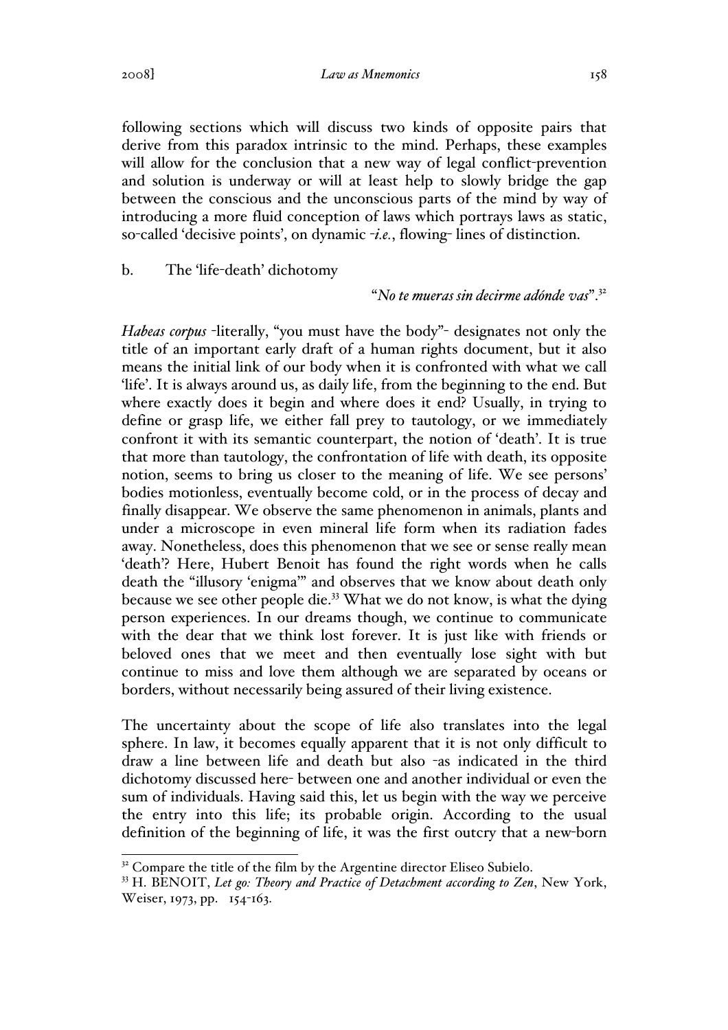following sections which will discuss two kinds of opposite pairs that derive from this paradox intrinsic to the mind. Perhaps, these examples will allow for the conclusion that a new way of legal conflict-prevention and solution is underway or will at least help to slowly bridge the gap between the conscious and the unconscious parts of the mind by way of introducing a more fluid conception of laws which portrays laws as static, so-called 'decisive points', on dynamic -*i.e.*, flowing- lines of distinction.

b. The 'life-death' dichotomy

"*No te mueras sin decirme adónde vas*".[32]

*Habeas corpus* -literally, "you must have the body"- designates not only the title of an important early draft of a human rights document, but it also means the initial link of our body when it is confronted with what we call 'life'. It is always around us, as daily life, from the beginning to the end. But where exactly does it begin and where does it end? Usually, in trying to define or grasp life, we either fall prey to tautology, or we immediately confront it with its semantic counterpart, the notion of 'death'. It is true that more than tautology, the confrontation of life with death, its opposite notion, seems to bring us closer to the meaning of life. We see persons' bodies motionless, eventually become cold, or in the process of decay and finally disappear. We observe the same phenomenon in animals, plants and under a microscope in even mineral life form when its radiation fades away. Nonetheless, does this phenomenon that we see or sense really mean 'death'? Here, Hubert Benoit has found the right words when he calls death the "illusory 'enigma'" and observes that we know about death only because we see other people die.[33] What we do not know, is what the dying person experiences. In our dreams though, we continue to communicate with the dear that we think lost forever. It is just like with friends or beloved ones that we meet and then eventually lose sight with but continue to miss and love them although we are separated by oceans or borders, without necessarily being assured of their living existence.

The uncertainty about the scope of life also translates into the legal sphere. In law, it becomes equally apparent that it is not only difficult to draw a line between life and death but also -as indicated in the third dichotomy discussed here- between one and another individual or even the sum of individuals. Having said this, let us begin with the way we perceive the entry into this life; its probable origin. According to the usual definition of the beginning of life, it was the first outcry that a new-born

[32] Compare the title of the film by the Argentine director Eliseo Subielo.

[33] H. BENOIT, *Let go: Theory and Practice of Detachment according to Zen*, New York, Weiser, 1973, pp. 154-163.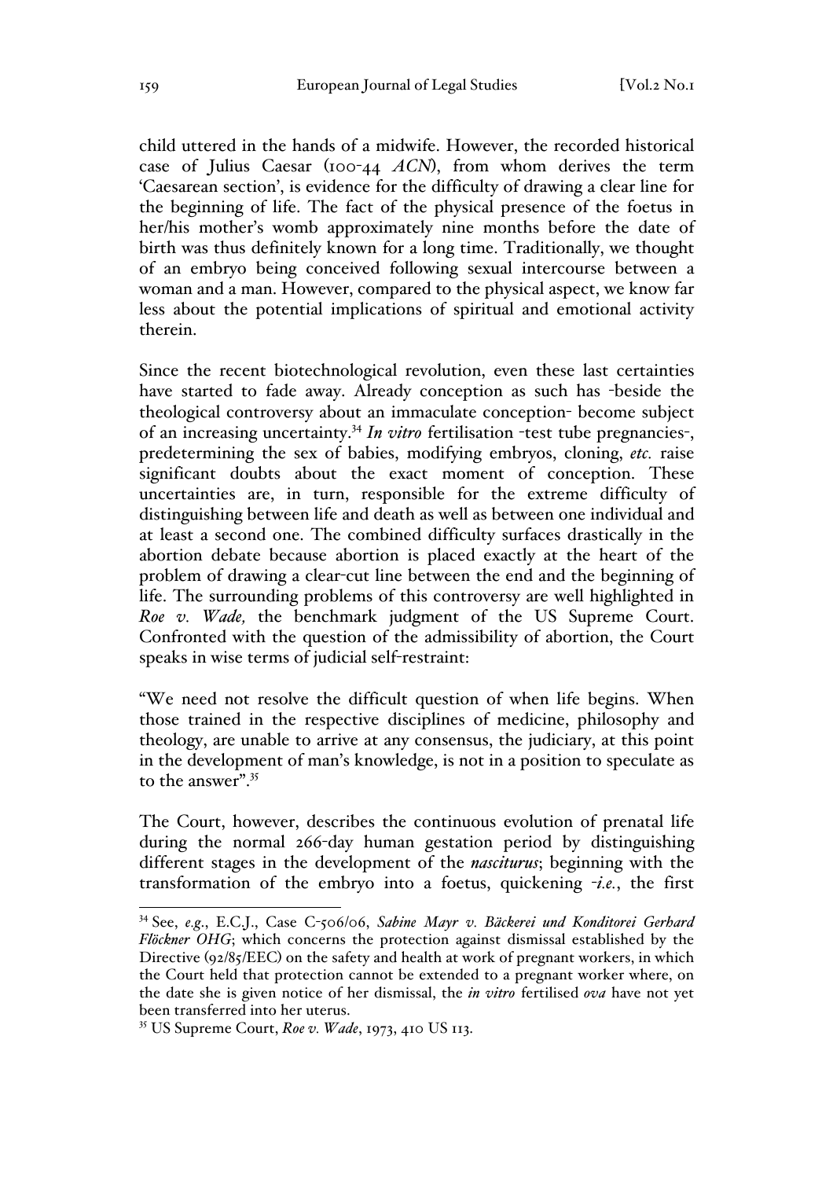child uttered in the hands of a midwife. However, the recorded historical case of Julius Caesar (100-44 *ACN*), from whom derives the term 'Caesarean section', is evidence for the difficulty of drawing a clear line for the beginning of life. The fact of the physical presence of the foetus in her/his mother's womb approximately nine months before the date of birth was thus definitely known for a long time. Traditionally, we thought of an embryo being conceived following sexual intercourse between a woman and a man. However, compared to the physical aspect, we know far less about the potential implications of spiritual and emotional activity therein.

Since the recent biotechnological revolution, even these last certainties have started to fade away. Already conception as such has -beside the theological controversy about an immaculate conception- become subject of an increasing uncertainty.[34] *In vitro* fertilisation -test tube pregnancies-, predetermining the sex of babies, modifying embryos, cloning, *etc.* raise significant doubts about the exact moment of conception. These uncertainties are, in turn, responsible for the extreme difficulty of distinguishing between life and death as well as between one individual and at least a second one. The combined difficulty surfaces drastically in the abortion debate because abortion is placed exactly at the heart of the problem of drawing a clear-cut line between the end and the beginning of life. The surrounding problems of this controversy are well highlighted in *Roe v. Wade,* the benchmark judgment of the US Supreme Court. Confronted with the question of the admissibility of abortion, the Court speaks in wise terms of judicial self-restraint:

"We need not resolve the difficult question of when life begins. When those trained in the respective disciplines of medicine, philosophy and theology, are unable to arrive at any consensus, the judiciary, at this point in the development of man's knowledge, is not in a position to speculate as to the answer".[35]

The Court, however, describes the continuous evolution of prenatal life during the normal 266-day human gestation period by distinguishing different stages in the development of the *nasciturus*; beginning with the transformation of the embryo into a foetus, quickening -*i.e.*, the first

---

[34] See, *e.g.*, E.C.J., Case C-506/06, *Sabine Mayr v. Bäckerei und Konditorei Gerhard Flöckner OHG*; which concerns the protection against dismissal established by the Directive (92/85/EEC) on the safety and health at work of pregnant workers, in which the Court held that protection cannot be extended to a pregnant worker where, on the date she is given notice of her dismissal, the *in vitro* fertilised *ova* have not yet been transferred into her uterus.

[35] US Supreme Court, *Roe v. Wade*, 1973, 410 US 113.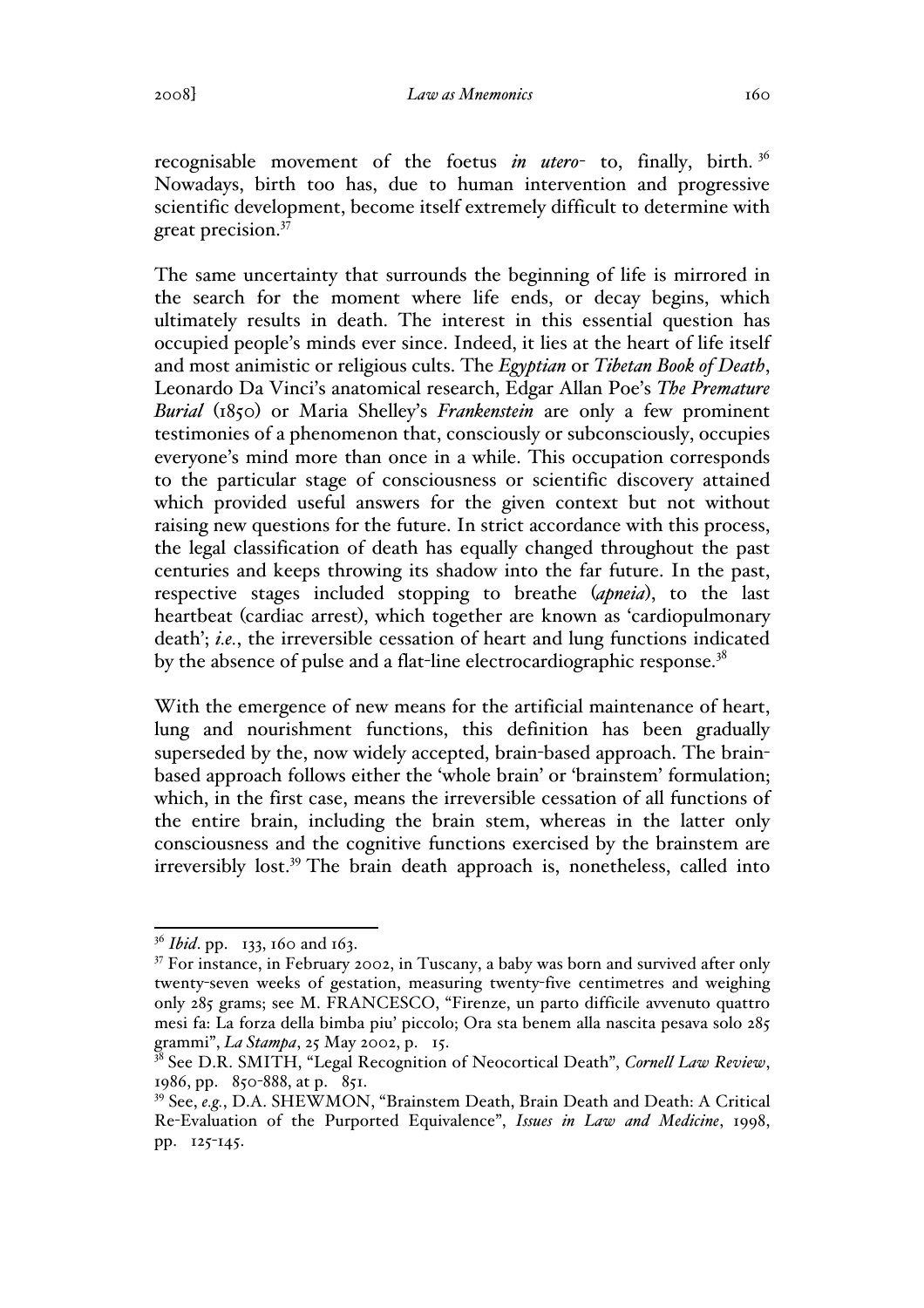recognisable movement of the foetus *in utero*- to, finally, birth. [36] Nowadays, birth too has, due to human intervention and progressive scientific development, become itself extremely difficult to determine with great precision.[37]

The same uncertainty that surrounds the beginning of life is mirrored in the search for the moment where life ends, or decay begins, which ultimately results in death. The interest in this essential question has occupied people's minds ever since. Indeed, it lies at the heart of life itself and most animistic or religious cults. The *Egyptian* or *Tibetan Book of Death*, Leonardo Da Vinci's anatomical research, Edgar Allan Poe's *The Premature Burial* (1850) or Maria Shelley's *Frankenstein* are only a few prominent testimonies of a phenomenon that, consciously or subconsciously, occupies everyone's mind more than once in a while. This occupation corresponds to the particular stage of consciousness or scientific discovery attained which provided useful answers for the given context but not without raising new questions for the future. In strict accordance with this process, the legal classification of death has equally changed throughout the past centuries and keeps throwing its shadow into the far future. In the past, respective stages included stopping to breathe (*apneia*), to the last heartbeat (cardiac arrest), which together are known as 'cardiopulmonary death'; *i.e.*, the irreversible cessation of heart and lung functions indicated by the absence of pulse and a flat-line electrocardiographic response.[38]

With the emergence of new means for the artificial maintenance of heart, lung and nourishment functions, this definition has been gradually superseded by the, now widely accepted, brain-based approach. The brain-based approach follows either the 'whole brain' or 'brainstem' formulation; which, in the first case, means the irreversible cessation of all functions of the entire brain, including the brain stem, whereas in the latter only consciousness and the cognitive functions exercised by the brainstem are irreversibly lost.[39] The brain death approach is, nonetheless, called into

---

[36] *Ibid*. pp. 133, 160 and 163.

[37] For instance, in February 2002, in Tuscany, a baby was born and survived after only twenty-seven weeks of gestation, measuring twenty-five centimetres and weighing only 285 grams; see M. FRANCESCO, "Firenze, un parto difficile avvenuto quattro mesi fa: La forza della bimba piu' piccolo; Ora sta benem alla nascita pesava solo 285 grammi", *La Stampa*, 25 May 2002, p. 15.

[38] See D.R. SMITH, "Legal Recognition of Neocortical Death", *Cornell Law Review*, 1986, pp. 850-888, at p. 851.

[39] See, *e.g.*, D.A. SHEWMON, "Brainstem Death, Brain Death and Death: A Critical Re-Evaluation of the Purported Equivalence", *Issues in Law and Medicine*, 1998, pp. 125-145.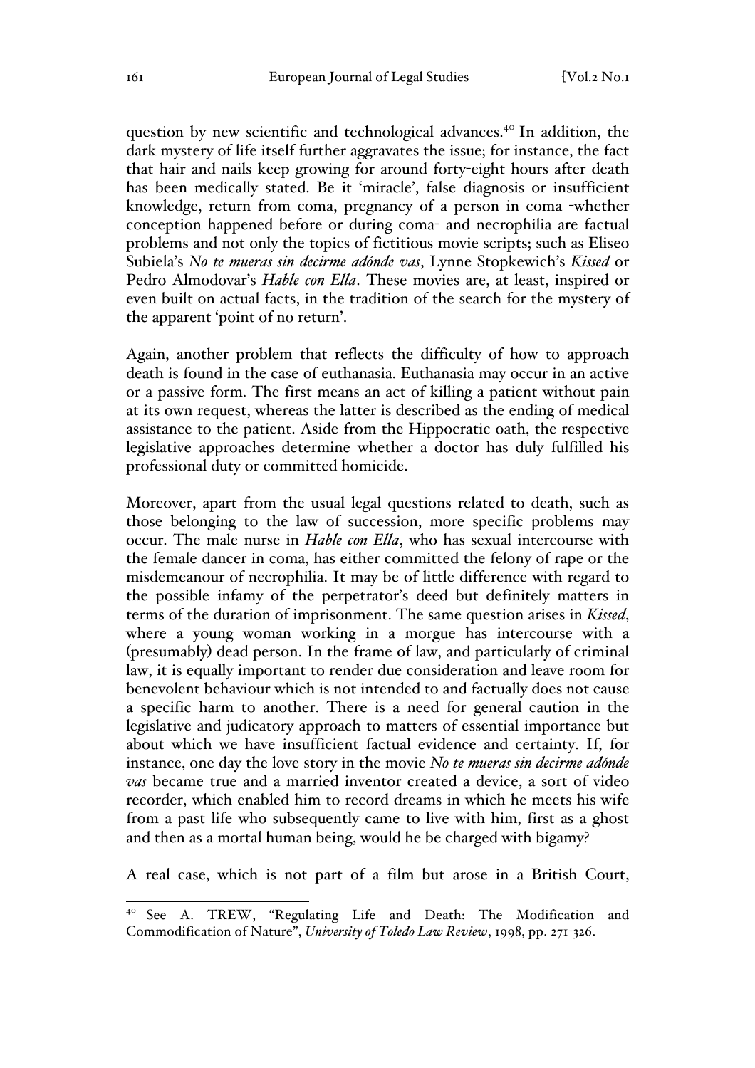question by new scientific and technological advances.[40] In addition, the dark mystery of life itself further aggravates the issue; for instance, the fact that hair and nails keep growing for around forty-eight hours after death has been medically stated. Be it 'miracle', false diagnosis or insufficient knowledge, return from coma, pregnancy of a person in coma -whether conception happened before or during coma- and necrophilia are factual problems and not only the topics of fictitious movie scripts; such as Eliseo Subiela's *No te mueras sin decirme adónde vas*, Lynne Stopkewich's *Kissed* or Pedro Almodovar's *Hable con Ella*. These movies are, at least, inspired or even built on actual facts, in the tradition of the search for the mystery of the apparent 'point of no return'.

Again, another problem that reflects the difficulty of how to approach death is found in the case of euthanasia. Euthanasia may occur in an active or a passive form. The first means an act of killing a patient without pain at its own request, whereas the latter is described as the ending of medical assistance to the patient. Aside from the Hippocratic oath, the respective legislative approaches determine whether a doctor has duly fulfilled his professional duty or committed homicide.

Moreover, apart from the usual legal questions related to death, such as those belonging to the law of succession, more specific problems may occur. The male nurse in *Hable con Ella*, who has sexual intercourse with the female dancer in coma, has either committed the felony of rape or the misdemeanour of necrophilia. It may be of little difference with regard to the possible infamy of the perpetrator's deed but definitely matters in terms of the duration of imprisonment. The same question arises in *Kissed*, where a young woman working in a morgue has intercourse with a (presumably) dead person. In the frame of law, and particularly of criminal law, it is equally important to render due consideration and leave room for benevolent behaviour which is not intended to and factually does not cause a specific harm to another. There is a need for general caution in the legislative and judicatory approach to matters of essential importance but about which we have insufficient factual evidence and certainty. If, for instance, one day the love story in the movie *No te mueras sin decirme adónde vas* became true and a married inventor created a device, a sort of video recorder, which enabled him to record dreams in which he meets his wife from a past life who subsequently came to live with him, first as a ghost and then as a mortal human being, would he be charged with bigamy?

A real case, which is not part of a film but arose in a British Court,

---

[40] See A. TREW, "Regulating Life and Death: The Modification and Commodification of Nature", *University of Toledo Law Review*, 1998, pp. 271-326.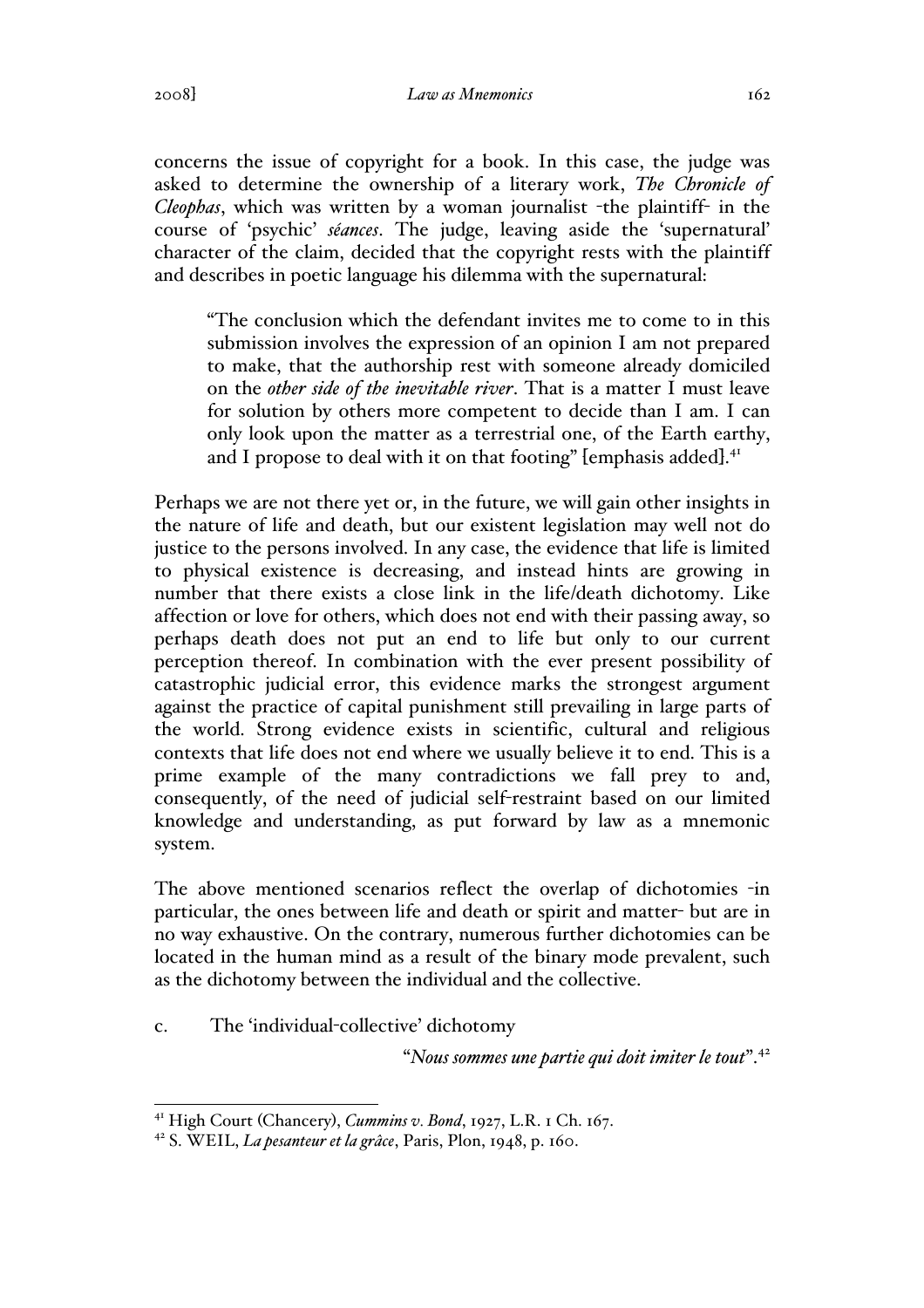concerns the issue of copyright for a book. In this case, the judge was asked to determine the ownership of a literary work, *The Chronicle of Cleophas*, which was written by a woman journalist -the plaintiff- in the course of 'psychic' *séances*. The judge, leaving aside the 'supernatural' character of the claim, decided that the copyright rests with the plaintiff and describes in poetic language his dilemma with the supernatural:

> "The conclusion which the defendant invites me to come to in this submission involves the expression of an opinion I am not prepared to make, that the authorship rest with someone already domiciled on the *other side of the inevitable river*. That is a matter I must leave for solution by others more competent to decide than I am. I can only look upon the matter as a terrestrial one, of the Earth earthy, and I propose to deal with it on that footing" [emphasis added].[41]

Perhaps we are not there yet or, in the future, we will gain other insights in the nature of life and death, but our existent legislation may well not do justice to the persons involved. In any case, the evidence that life is limited to physical existence is decreasing, and instead hints are growing in number that there exists a close link in the life/death dichotomy. Like affection or love for others, which does not end with their passing away, so perhaps death does not put an end to life but only to our current perception thereof. In combination with the ever present possibility of catastrophic judicial error, this evidence marks the strongest argument against the practice of capital punishment still prevailing in large parts of the world. Strong evidence exists in scientific, cultural and religious contexts that life does not end where we usually believe it to end. This is a prime example of the many contradictions we fall prey to and, consequently, of the need of judicial self-restraint based on our limited knowledge and understanding, as put forward by law as a mnemonic system.

The above mentioned scenarios reflect the overlap of dichotomies -in particular, the ones between life and death or spirit and matter- but are in no way exhaustive. On the contrary, numerous further dichotomies can be located in the human mind as a result of the binary mode prevalent, such as the dichotomy between the individual and the collective.

### c. The 'individual-collective' dichotomy

> "*Nous sommes une partie qui doit imiter le tout*".[42]

---

[41] High Court (Chancery), *Cummins v. Bond*, 1927, L.R. 1 Ch. 167.

[42] S. WEIL, *La pesanteur et la grâce*, Paris, Plon, 1948, p. 160.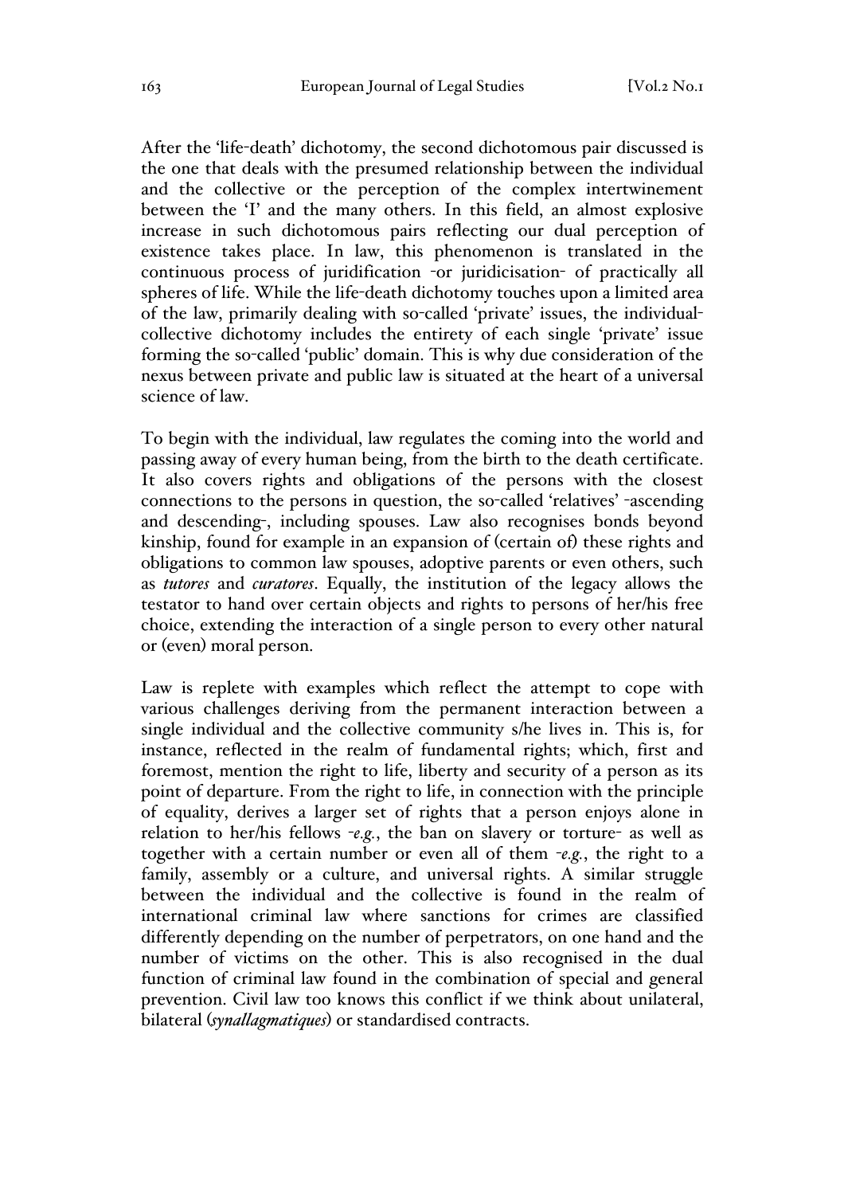After the 'life-death' dichotomy, the second dichotomous pair discussed is the one that deals with the presumed relationship between the individual and the collective or the perception of the complex intertwinement between the 'I' and the many others. In this field, an almost explosive increase in such dichotomous pairs reflecting our dual perception of existence takes place. In law, this phenomenon is translated in the continuous process of juridification -or juridicisation- of practically all spheres of life. While the life-death dichotomy touches upon a limited area of the law, primarily dealing with so-called 'private' issues, the individual-collective dichotomy includes the entirety of each single 'private' issue forming the so-called 'public' domain. This is why due consideration of the nexus between private and public law is situated at the heart of a universal science of law.

To begin with the individual, law regulates the coming into the world and passing away of every human being, from the birth to the death certificate. It also covers rights and obligations of the persons with the closest connections to the persons in question, the so-called 'relatives' -ascending and descending-, including spouses. Law also recognises bonds beyond kinship, found for example in an expansion of (certain of) these rights and obligations to common law spouses, adoptive parents or even others, such as *tutores* and *curatores*. Equally, the institution of the legacy allows the testator to hand over certain objects and rights to persons of her/his free choice, extending the interaction of a single person to every other natural or (even) moral person.

Law is replete with examples which reflect the attempt to cope with various challenges deriving from the permanent interaction between a single individual and the collective community s/he lives in. This is, for instance, reflected in the realm of fundamental rights; which, first and foremost, mention the right to life, liberty and security of a person as its point of departure. From the right to life, in connection with the principle of equality, derives a larger set of rights that a person enjoys alone in relation to her/his fellows -*e.g.*, the ban on slavery or torture- as well as together with a certain number or even all of them -*e.g.*, the right to a family, assembly or a culture, and universal rights. A similar struggle between the individual and the collective is found in the realm of international criminal law where sanctions for crimes are classified differently depending on the number of perpetrators, on one hand and the number of victims on the other. This is also recognised in the dual function of criminal law found in the combination of special and general prevention. Civil law too knows this conflict if we think about unilateral, bilateral (*synallagmatiques*) or standardised contracts.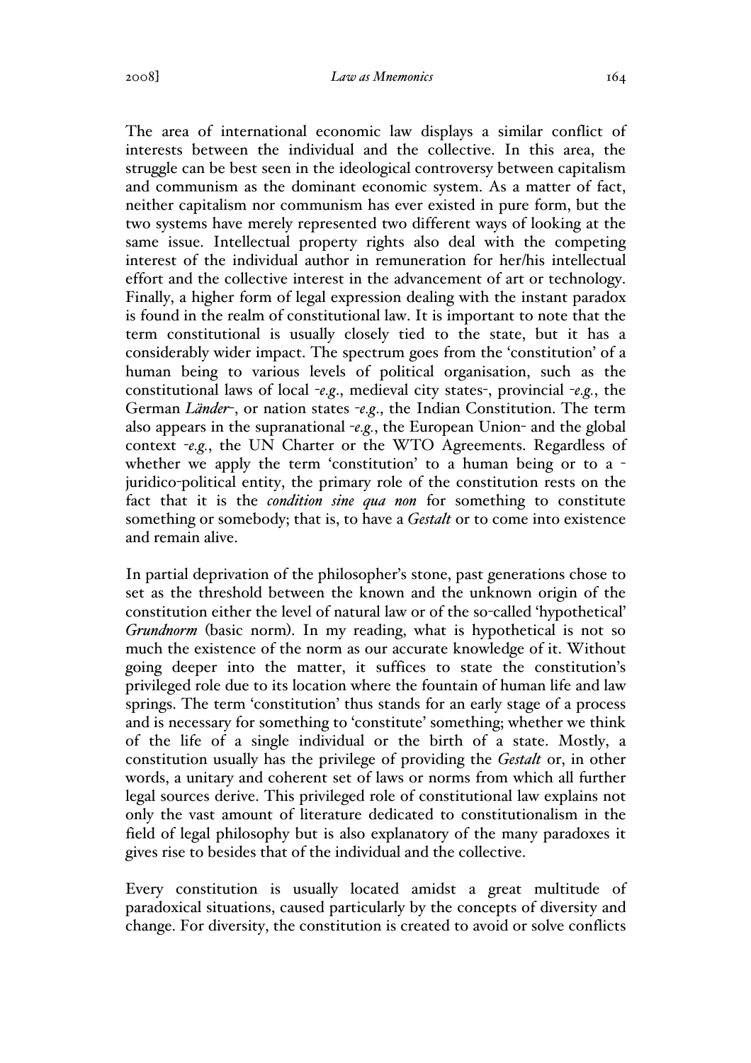The area of international economic law displays a similar conflict of interests between the individual and the collective. In this area, the struggle can be best seen in the ideological controversy between capitalism and communism as the dominant economic system. As a matter of fact, neither capitalism nor communism has ever existed in pure form, but the two systems have merely represented two different ways of looking at the same issue. Intellectual property rights also deal with the competing interest of the individual author in remuneration for her/his intellectual effort and the collective interest in the advancement of art or technology. Finally, a higher form of legal expression dealing with the instant paradox is found in the realm of constitutional law. It is important to note that the term constitutional is usually closely tied to the state, but it has a considerably wider impact. The spectrum goes from the 'constitution' of a human being to various levels of political organisation, such as the constitutional laws of local -*e.g.*, medieval city states-, provincial -*e.g.*, the German *Länder*-, or nation states -*e.g.*, the Indian Constitution. The term also appears in the supranational -*e.g.*, the European Union- and the global context -*e.g.*, the UN Charter or the WTO Agreements. Regardless of whether we apply the term 'constitution' to a human being or to a -juridico-political entity, the primary role of the constitution rests on the fact that it is the ***condition sine qua non*** for something to constitute something or somebody; that is, to have a *Gestalt* or to come into existence and remain alive.

In partial deprivation of the philosopher's stone, past generations chose to set as the threshold between the known and the unknown origin of the constitution either the level of natural law or of the so-called 'hypothetical' *Grundnorm* (basic norm). In my reading, what is hypothetical is not so much the existence of the norm as our accurate knowledge of it. Without going deeper into the matter, it suffices to state the constitution's privileged role due to its location where the fountain of human life and law springs. The term 'constitution' thus stands for an early stage of a process and is necessary for something to 'constitute' something; whether we think of the life of a single individual or the birth of a state. Mostly, a constitution usually has the privilege of providing the *Gestalt* or, in other words, a unitary and coherent set of laws or norms from which all further legal sources derive. This privileged role of constitutional law explains not only the vast amount of literature dedicated to constitutionalism in the field of legal philosophy but is also explanatory of the many paradoxes it gives rise to besides that of the individual and the collective.

Every constitution is usually located amidst a great multitude of paradoxical situations, caused particularly by the concepts of diversity and change. For diversity, the constitution is created to avoid or solve conflicts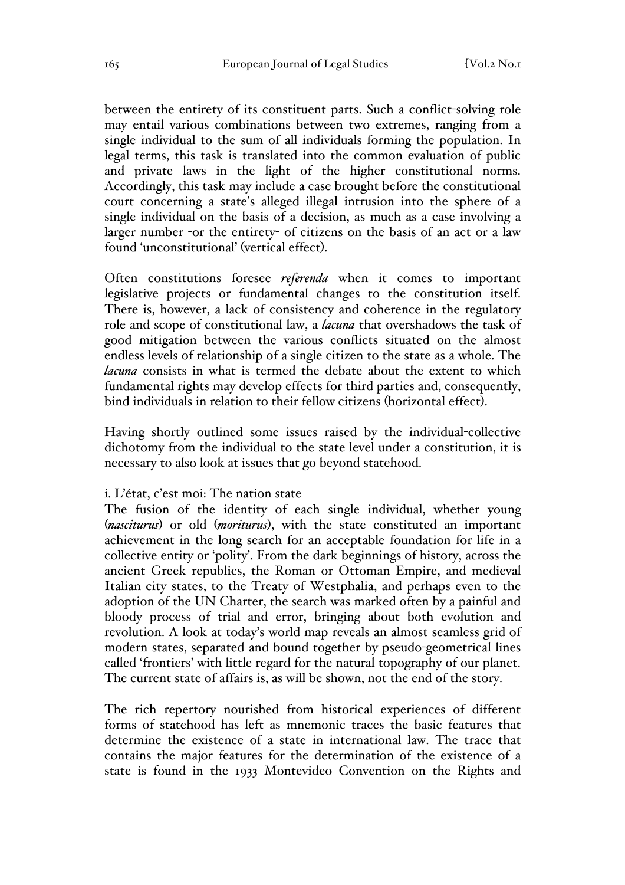between the entirety of its constituent parts. Such a conflict-solving role may entail various combinations between two extremes, ranging from a single individual to the sum of all individuals forming the population. In legal terms, this task is translated into the common evaluation of public and private laws in the light of the higher constitutional norms. Accordingly, this task may include a case brought before the constitutional court concerning a state's alleged illegal intrusion into the sphere of a single individual on the basis of a decision, as much as a case involving a larger number -or the entirety- of citizens on the basis of an act or a law found 'unconstitutional' (vertical effect).

Often constitutions foresee *referenda* when it comes to important legislative projects or fundamental changes to the constitution itself. There is, however, a lack of consistency and coherence in the regulatory role and scope of constitutional law, a *lacuna* that overshadows the task of good mitigation between the various conflicts situated on the almost endless levels of relationship of a single citizen to the state as a whole. The *lacuna* consists in what is termed the debate about the extent to which fundamental rights may develop effects for third parties and, consequently, bind individuals in relation to their fellow citizens (horizontal effect).

Having shortly outlined some issues raised by the individual-collective dichotomy from the individual to the state level under a constitution, it is necessary to also look at issues that go beyond statehood.

### i. L'état, c'est moi: The nation state

The fusion of the identity of each single individual, whether young (*nasciturus*) or old (*moriturus*), with the state constituted an important achievement in the long search for an acceptable foundation for life in a collective entity or 'polity'. From the dark beginnings of history, across the ancient Greek republics, the Roman or Ottoman Empire, and medieval Italian city states, to the Treaty of Westphalia, and perhaps even to the adoption of the UN Charter, the search was marked often by a painful and bloody process of trial and error, bringing about both evolution and revolution. A look at today's world map reveals an almost seamless grid of modern states, separated and bound together by pseudo-geometrical lines called 'frontiers' with little regard for the natural topography of our planet. The current state of affairs is, as will be shown, not the end of the story.

The rich repertory nourished from historical experiences of different forms of statehood has left as mnemonic traces the basic features that determine the existence of a state in international law. The trace that contains the major features for the determination of the existence of a state is found in the 1933 Montevideo Convention on the Rights and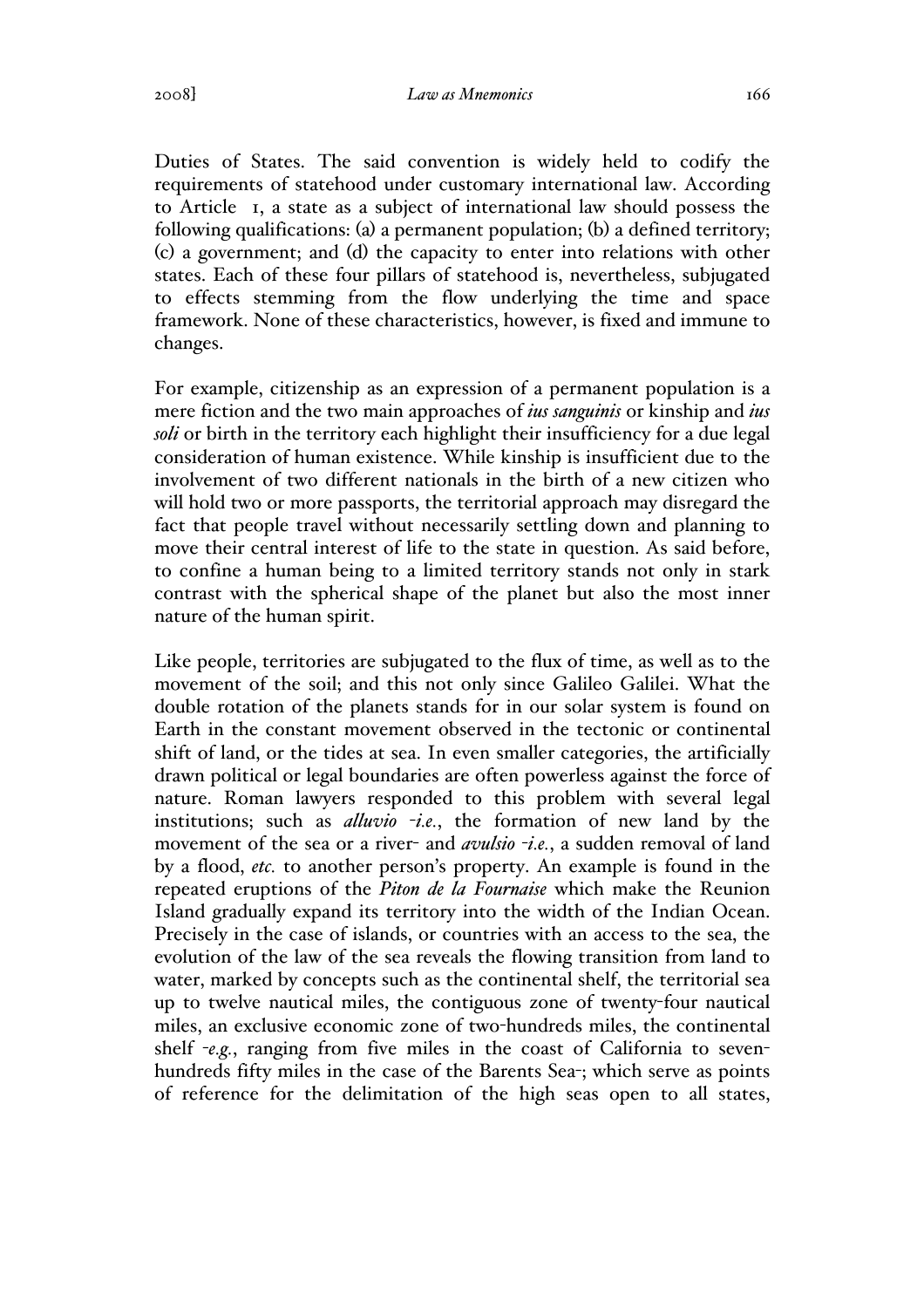Duties of States. The said convention is widely held to codify the requirements of statehood under customary international law. According to Article 1, a state as a subject of international law should possess the following qualifications: (a) a permanent population; (b) a defined territory; (c) a government; and (d) the capacity to enter into relations with other states. Each of these four pillars of statehood is, nevertheless, subjugated to effects stemming from the flow underlying the time and space framework. None of these characteristics, however, is fixed and immune to changes.

For example, citizenship as an expression of a permanent population is a mere fiction and the two main approaches of *ius sanguinis* or kinship and *ius soli* or birth in the territory each highlight their insufficiency for a due legal consideration of human existence. While kinship is insufficient due to the involvement of two different nationals in the birth of a new citizen who will hold two or more passports, the territorial approach may disregard the fact that people travel without necessarily settling down and planning to move their central interest of life to the state in question. As said before, to confine a human being to a limited territory stands not only in stark contrast with the spherical shape of the planet but also the most inner nature of the human spirit.

Like people, territories are subjugated to the flux of time, as well as to the movement of the soil; and this not only since Galileo Galilei. What the double rotation of the planets stands for in our solar system is found on Earth in the constant movement observed in the tectonic or continental shift of land, or the tides at sea. In even smaller categories, the artificially drawn political or legal boundaries are often powerless against the force of nature. Roman lawyers responded to this problem with several legal institutions; such as *alluvio* -*i.e.*, the formation of new land by the movement of the sea or a river- and *avulsio* -*i.e.*, a sudden removal of land by a flood, *etc.* to another person's property. An example is found in the repeated eruptions of the *Piton de la Fournaise* which make the Reunion Island gradually expand its territory into the width of the Indian Ocean. Precisely in the case of islands, or countries with an access to the sea, the evolution of the law of the sea reveals the flowing transition from land to water, marked by concepts such as the continental shelf, the territorial sea up to twelve nautical miles, the contiguous zone of twenty-four nautical miles, an exclusive economic zone of two-hundreds miles, the continental shelf -*e.g.*, ranging from five miles in the coast of California to seven-hundreds fifty miles in the case of the Barents Sea-; which serve as points of reference for the delimitation of the high seas open to all states,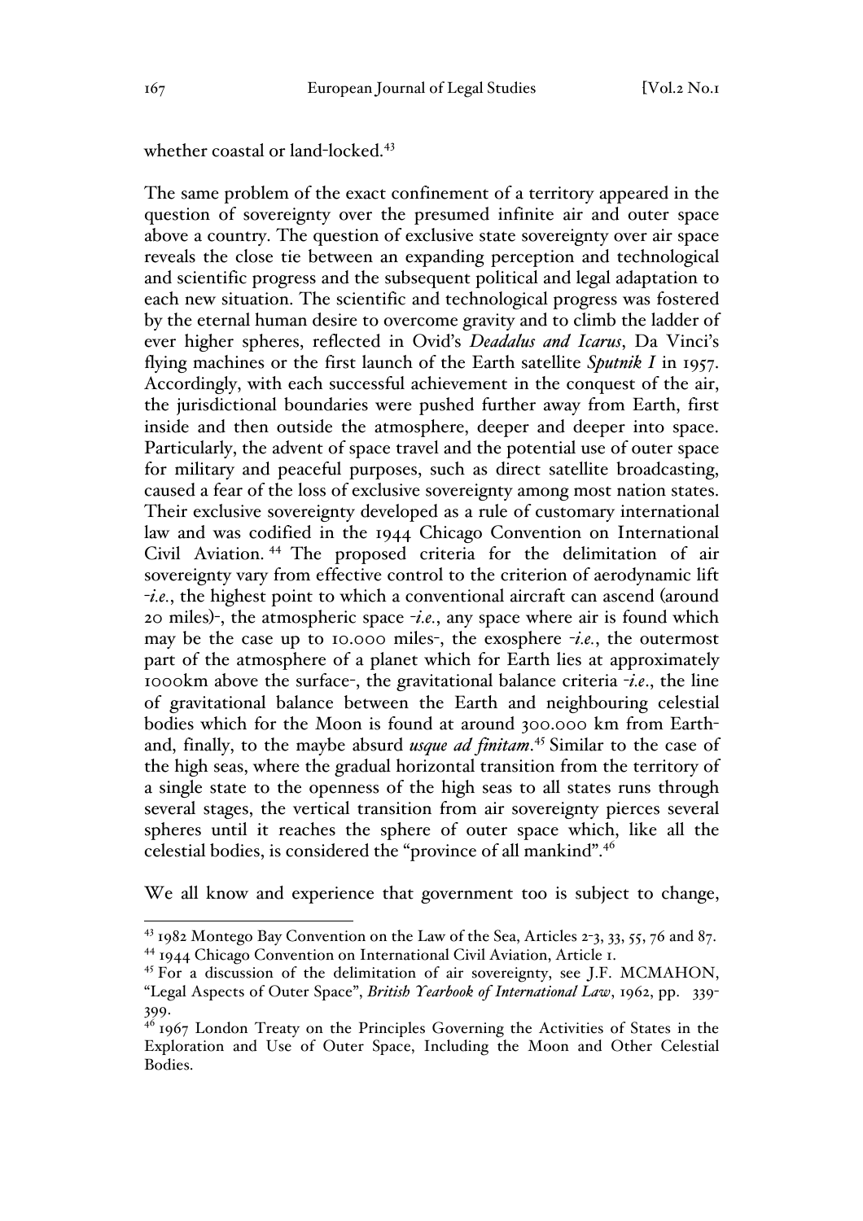whether coastal or land-locked.[43]

The same problem of the exact confinement of a territory appeared in the question of sovereignty over the presumed infinite air and outer space above a country. The question of exclusive state sovereignty over air space reveals the close tie between an expanding perception and technological and scientific progress and the subsequent political and legal adaptation to each new situation. The scientific and technological progress was fostered by the eternal human desire to overcome gravity and to climb the ladder of ever higher spheres, reflected in Ovid's *Deadalus and Icarus*, Da Vinci's flying machines or the first launch of the Earth satellite *Sputnik I* in 1957. Accordingly, with each successful achievement in the conquest of the air, the jurisdictional boundaries were pushed further away from Earth, first inside and then outside the atmosphere, deeper and deeper into space. Particularly, the advent of space travel and the potential use of outer space for military and peaceful purposes, such as direct satellite broadcasting, caused a fear of the loss of exclusive sovereignty among most nation states. Their exclusive sovereignty developed as a rule of customary international law and was codified in the 1944 Chicago Convention on International Civil Aviation.[44] The proposed criteria for the delimitation of air sovereignty vary from effective control to the criterion of aerodynamic lift -*i.e.*, the highest point to which a conventional aircraft can ascend (around 20 miles)-, the atmospheric space -*i.e.*, any space where air is found which may be the case up to 10.000 miles-, the exosphere -*i.e.*, the outermost part of the atmosphere of a planet which for Earth lies at approximately 1000km above the surface-, the gravitational balance criteria -*i.e*., the line of gravitational balance between the Earth and neighbouring celestial bodies which for the Moon is found at around 300.000 km from Earth- and, finally, to the maybe absurd ***usque ad finitam***.[45] Similar to the case of the high seas, where the gradual horizontal transition from the territory of a single state to the openness of the high seas to all states runs through several stages, the vertical transition from air sovereignty pierces several spheres until it reaches the sphere of outer space which, like all the celestial bodies, is considered the "province of all mankind".[46]

We all know and experience that government too is subject to change,

---

[43] 1982 Montego Bay Convention on the Law of the Sea, Articles 2-3, 33, 55, 76 and 87.

[44] 1944 Chicago Convention on International Civil Aviation, Article 1.

[45] For a discussion of the delimitation of air sovereignty, see J.F. MCMAHON, "Legal Aspects of Outer Space", *British Yearbook of International Law*, 1962, pp. 339-399.

[46] 1967 London Treaty on the Principles Governing the Activities of States in the Exploration and Use of Outer Space, Including the Moon and Other Celestial Bodies.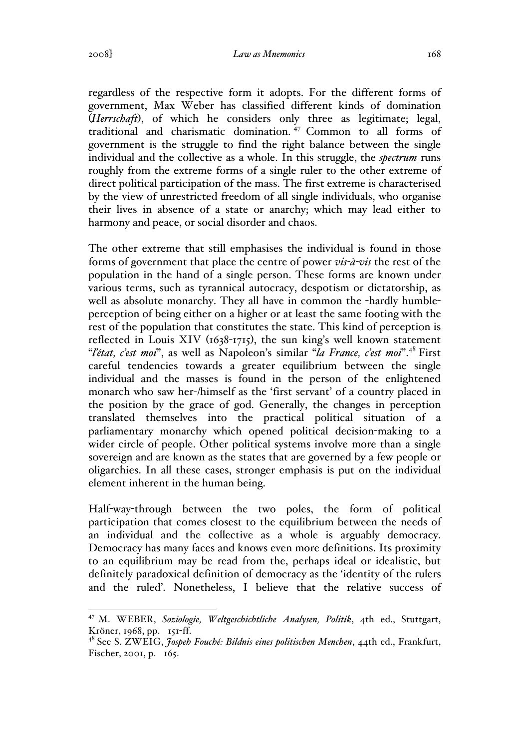regardless of the respective form it adopts. For the different forms of government, Max Weber has classified different kinds of domination (*Herrschaft*), of which he considers only three as legitimate; legal, traditional and charismatic domination. [47] Common to all forms of government is the struggle to find the right balance between the single individual and the collective as a whole. In this struggle, the *spectrum* runs roughly from the extreme forms of a single ruler to the other extreme of direct political participation of the mass. The first extreme is characterised by the view of unrestricted freedom of all single individuals, who organise their lives in absence of a state or anarchy; which may lead either to harmony and peace, or social disorder and chaos.

The other extreme that still emphasises the individual is found in those forms of government that place the centre of power *vis-à-vis* the rest of the population in the hand of a single person. These forms are known under various terms, such as tyrannical autocracy, despotism or dictatorship, as well as absolute monarchy. They all have in common the -hardly humble- perception of being either on a higher or at least the same footing with the rest of the population that constitutes the state. This kind of perception is reflected in Louis XIV (1638-1715), the sun king's well known statement "*l'état, c'est moi*", as well as Napoleon's similar "*la France, c'est moi*".[48] First careful tendencies towards a greater equilibrium between the single individual and the masses is found in the person of the enlightened monarch who saw her-/himself as the 'first servant' of a country placed in the position by the grace of god. Generally, the changes in perception translated themselves into the practical political situation of a parliamentary monarchy which opened political decision-making to a wider circle of people. Other political systems involve more than a single sovereign and are known as the states that are governed by a few people or oligarchies. In all these cases, stronger emphasis is put on the individual element inherent in the human being.

Half-way-through between the two poles, the form of political participation that comes closest to the equilibrium between the needs of an individual and the collective as a whole is arguably democracy. Democracy has many faces and knows even more definitions. Its proximity to an equilibrium may be read from the, perhaps ideal or idealistic, but definitely paradoxical definition of democracy as the 'identity of the rulers and the ruled'. Nonetheless, I believe that the relative success of

---

[47] M. WEBER, *Soziologie, Weltgeschichtliche Analysen, Politik*, 4th ed., Stuttgart, Kröner, 1968, pp. 151-ff.

[48] See S. ZWEIG, *Jospeh Fouché: Bildnis eines politischen Menchen*, 44th ed., Frankfurt, Fischer, 2001, p. 165.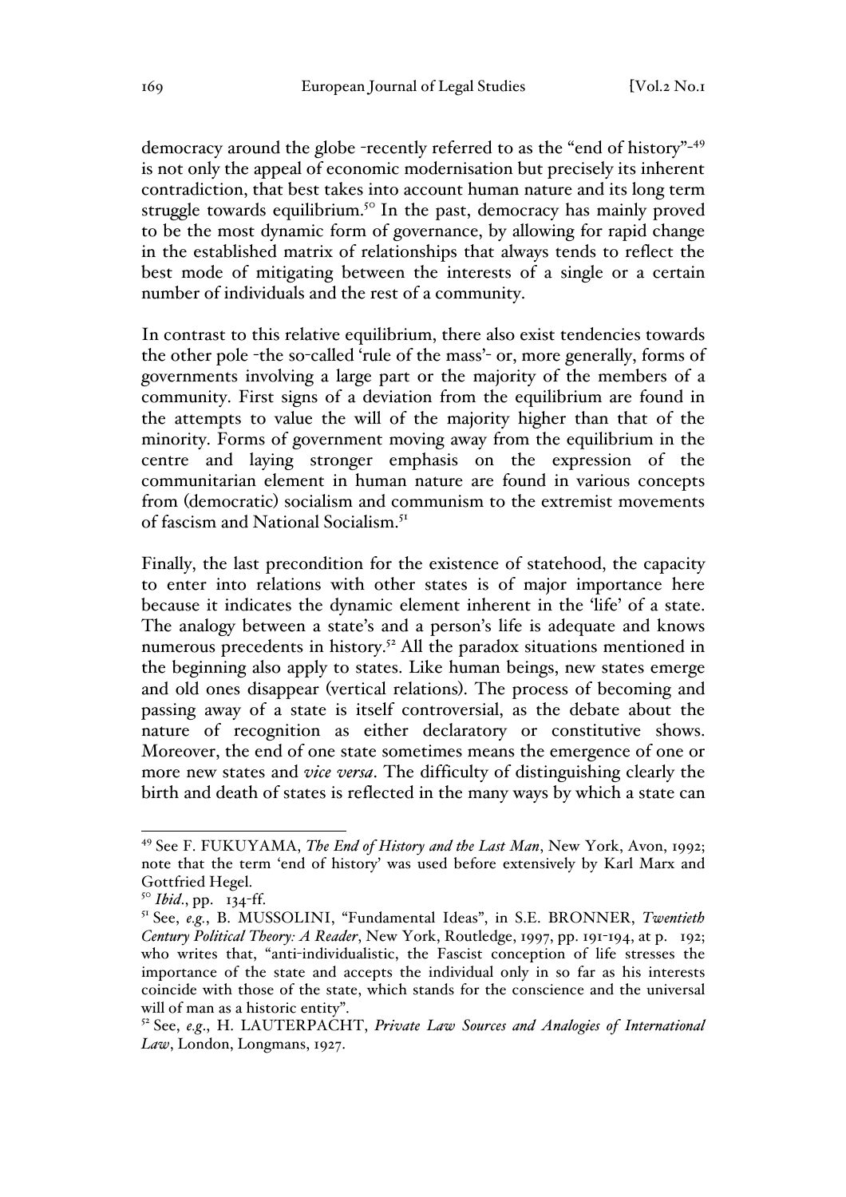democracy around the globe -recently referred to as the "end of history"-[49] is not only the appeal of economic modernisation but precisely its inherent contradiction, that best takes into account human nature and its long term struggle towards equilibrium.[50] In the past, democracy has mainly proved to be the most dynamic form of governance, by allowing for rapid change in the established matrix of relationships that always tends to reflect the best mode of mitigating between the interests of a single or a certain number of individuals and the rest of a community.

In contrast to this relative equilibrium, there also exist tendencies towards the other pole -the so-called 'rule of the mass'- or, more generally, forms of governments involving a large part or the majority of the members of a community. First signs of a deviation from the equilibrium are found in the attempts to value the will of the majority higher than that of the minority. Forms of government moving away from the equilibrium in the centre and laying stronger emphasis on the expression of the communitarian element in human nature are found in various concepts from (democratic) socialism and communism to the extremist movements of fascism and National Socialism.[51]

Finally, the last precondition for the existence of statehood, the capacity to enter into relations with other states is of major importance here because it indicates the dynamic element inherent in the 'life' of a state. The analogy between a state's and a person's life is adequate and knows numerous precedents in history.[52] All the paradox situations mentioned in the beginning also apply to states. Like human beings, new states emerge and old ones disappear (vertical relations). The process of becoming and passing away of a state is itself controversial, as the debate about the nature of recognition as either declaratory or constitutive shows. Moreover, the end of one state sometimes means the emergence of one or more new states and *vice versa*. The difficulty of distinguishing clearly the birth and death of states is reflected in the many ways by which a state can

---

[49] See F. FUKUYAMA, *The End of History and the Last Man*, New York, Avon, 1992; note that the term 'end of history' was used before extensively by Karl Marx and Gottfried Hegel.

[50] *Ibid*., pp. 134-ff.

[51] See, *e.g.*, B. MUSSOLINI, "Fundamental Ideas", in S.E. BRONNER, *Twentieth Century Political Theory: A Reader*, New York, Routledge, 1997, pp. 191-194, at p. 192; who writes that, "anti-individualistic, the Fascist conception of life stresses the importance of the state and accepts the individual only in so far as his interests coincide with those of the state, which stands for the conscience and the universal will of man as a historic entity".

[52] See, *e.g*., H. LAUTERPACHT, *Private Law Sources and Analogies of International Law*, London, Longmans, 1927.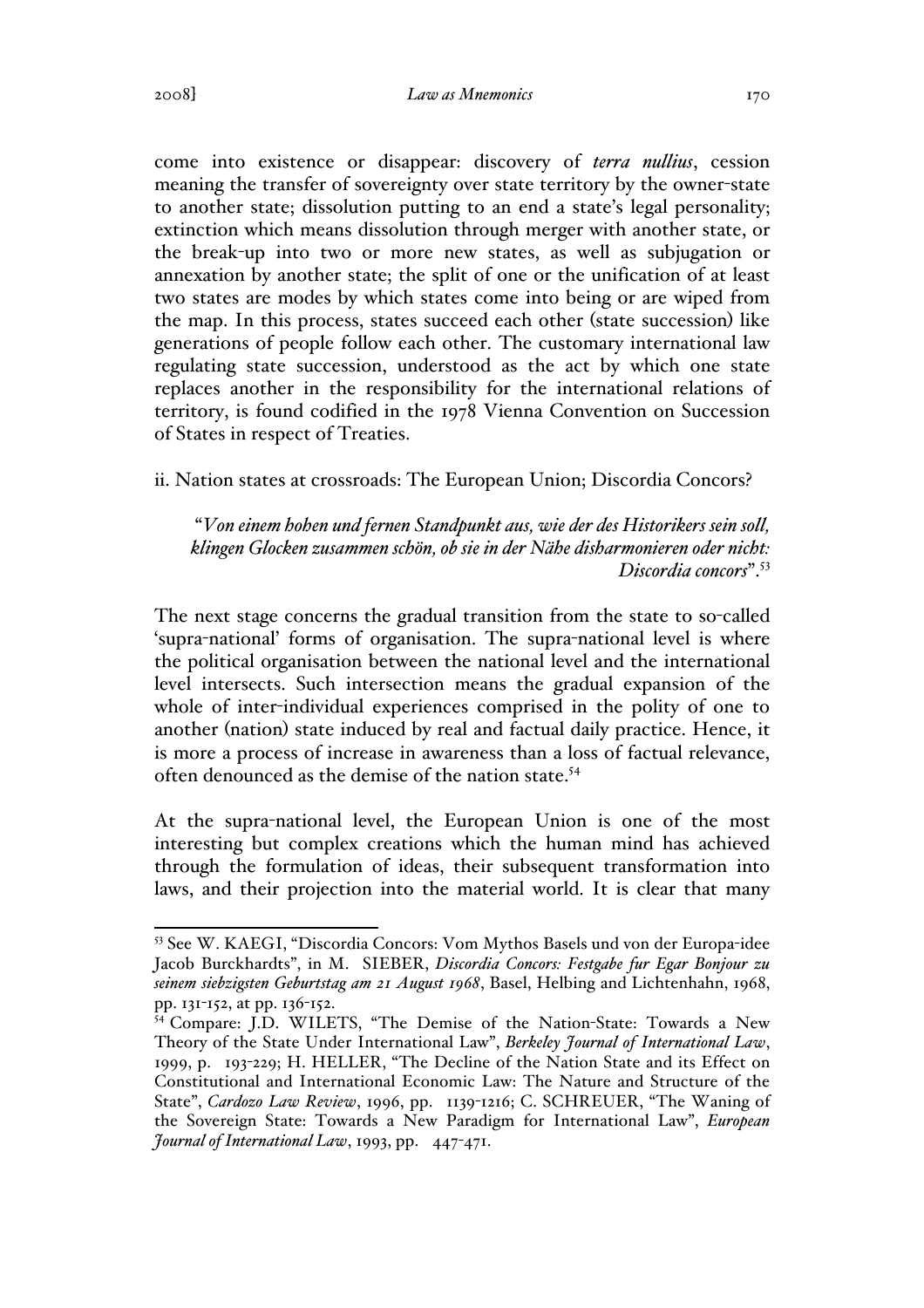come into existence or disappear: discovery of *terra nullius*, cession meaning the transfer of sovereignty over state territory by the owner-state to another state; dissolution putting to an end a state's legal personality; extinction which means dissolution through merger with another state, or the break-up into two or more new states, as well as subjugation or annexation by another state; the split of one or the unification of at least two states are modes by which states come into being or are wiped from the map. In this process, states succeed each other (state succession) like generations of people follow each other. The customary international law regulating state succession, understood as the act by which one state replaces another in the responsibility for the international relations of territory, is found codified in the 1978 Vienna Convention on Succession of States in respect of Treaties.

ii. Nation states at crossroads: The European Union; Discordia Concors?

> "*Von einem hohen und fernen Standpunkt aus, wie der des Historikers sein soll, klingen Glocken zusammen schön, ob sie in der Nähe disharmonieren oder nicht: Discordia concors*".[53]

The next stage concerns the gradual transition from the state to so-called 'supra-national' forms of organisation. The supra-national level is where the political organisation between the national level and the international level intersects. Such intersection means the gradual expansion of the whole of inter-individual experiences comprised in the polity of one to another (nation) state induced by real and factual daily practice. Hence, it is more a process of increase in awareness than a loss of factual relevance, often denounced as the demise of the nation state.[54]

At the supra-national level, the European Union is one of the most interesting but complex creations which the human mind has achieved through the formulation of ideas, their subsequent transformation into laws, and their projection into the material world. It is clear that many

---

[53] See W. KAEGI, "Discordia Concors: Vom Mythos Basels und von der Europa-idee Jacob Burckhardts", in M. SIEBER, *Discordia Concors: Festgabe fur Egar Bonjour zu seinem siebzigsten Geburtstag am 21 August 1968*, Basel, Helbing and Lichtenhahn, 1968, pp. 131-152, at pp. 136-152.

[54] Compare: J.D. WILETS, "The Demise of the Nation-State: Towards a New Theory of the State Under International Law", *Berkeley Journal of International Law*, 1999, p. 193-229; H. HELLER, "The Decline of the Nation State and its Effect on Constitutional and International Economic Law: The Nature and Structure of the State", *Cardozo Law Review*, 1996, pp. 1139-1216; C. SCHREUER, "The Waning of the Sovereign State: Towards a New Paradigm for International Law", *European Journal of International Law*, 1993, pp. 447-471.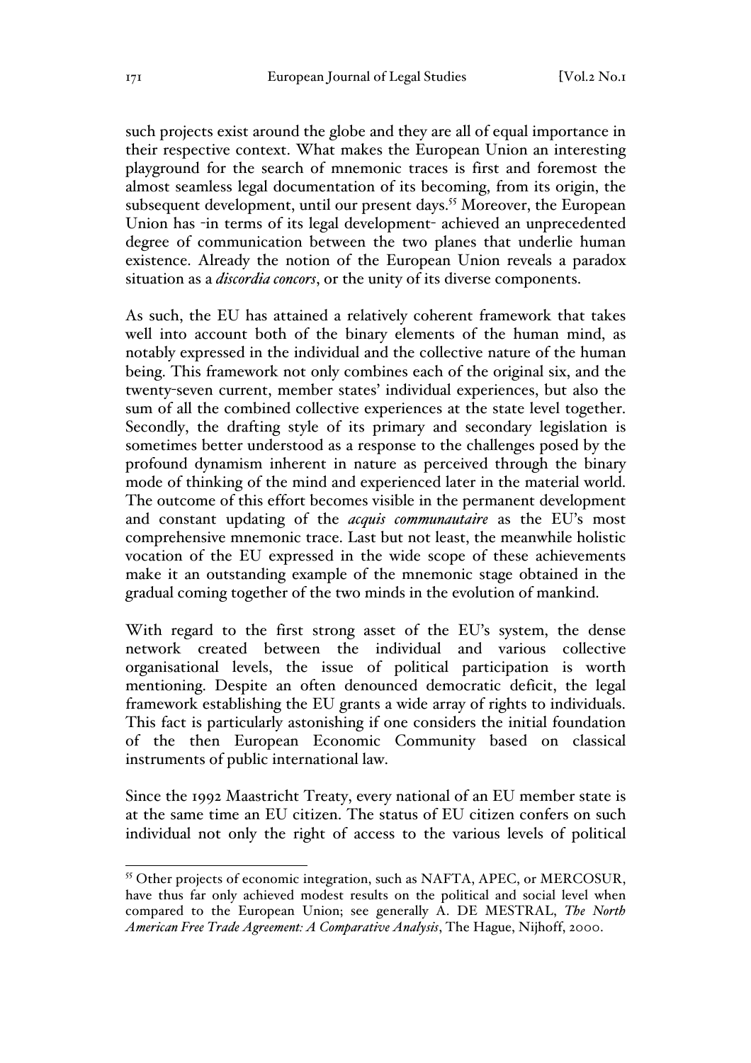such projects exist around the globe and they are all of equal importance in their respective context. What makes the European Union an interesting playground for the search of mnemonic traces is first and foremost the almost seamless legal documentation of its becoming, from its origin, the subsequent development, until our present days.[55] Moreover, the European Union has -in terms of its legal development- achieved an unprecedented degree of communication between the two planes that underlie human existence. Already the notion of the European Union reveals a paradox situation as a *discordia concors*, or the unity of its diverse components.

As such, the EU has attained a relatively coherent framework that takes well into account both of the binary elements of the human mind, as notably expressed in the individual and the collective nature of the human being. This framework not only combines each of the original six, and the twenty-seven current, member states' individual experiences, but also the sum of all the combined collective experiences at the state level together. Secondly, the drafting style of its primary and secondary legislation is sometimes better understood as a response to the challenges posed by the profound dynamism inherent in nature as perceived through the binary mode of thinking of the mind and experienced later in the material world. The outcome of this effort becomes visible in the permanent development and constant updating of the *acquis communautaire* as the EU's most comprehensive mnemonic trace. Last but not least, the meanwhile holistic vocation of the EU expressed in the wide scope of these achievements make it an outstanding example of the mnemonic stage obtained in the gradual coming together of the two minds in the evolution of mankind.

With regard to the first strong asset of the EU's system, the dense network created between the individual and various collective organisational levels, the issue of political participation is worth mentioning. Despite an often denounced democratic deficit, the legal framework establishing the EU grants a wide array of rights to individuals. This fact is particularly astonishing if one considers the initial foundation of the then European Economic Community based on classical instruments of public international law.

Since the 1992 Maastricht Treaty, every national of an EU member state is at the same time an EU citizen. The status of EU citizen confers on such individual not only the right of access to the various levels of political

---

[55] Other projects of economic integration, such as NAFTA, APEC, or MERCOSUR, have thus far only achieved modest results on the political and social level when compared to the European Union; see generally A. DE MESTRAL, *The North American Free Trade Agreement: A Comparative Analysis*, The Hague, Nijhoff, 2000.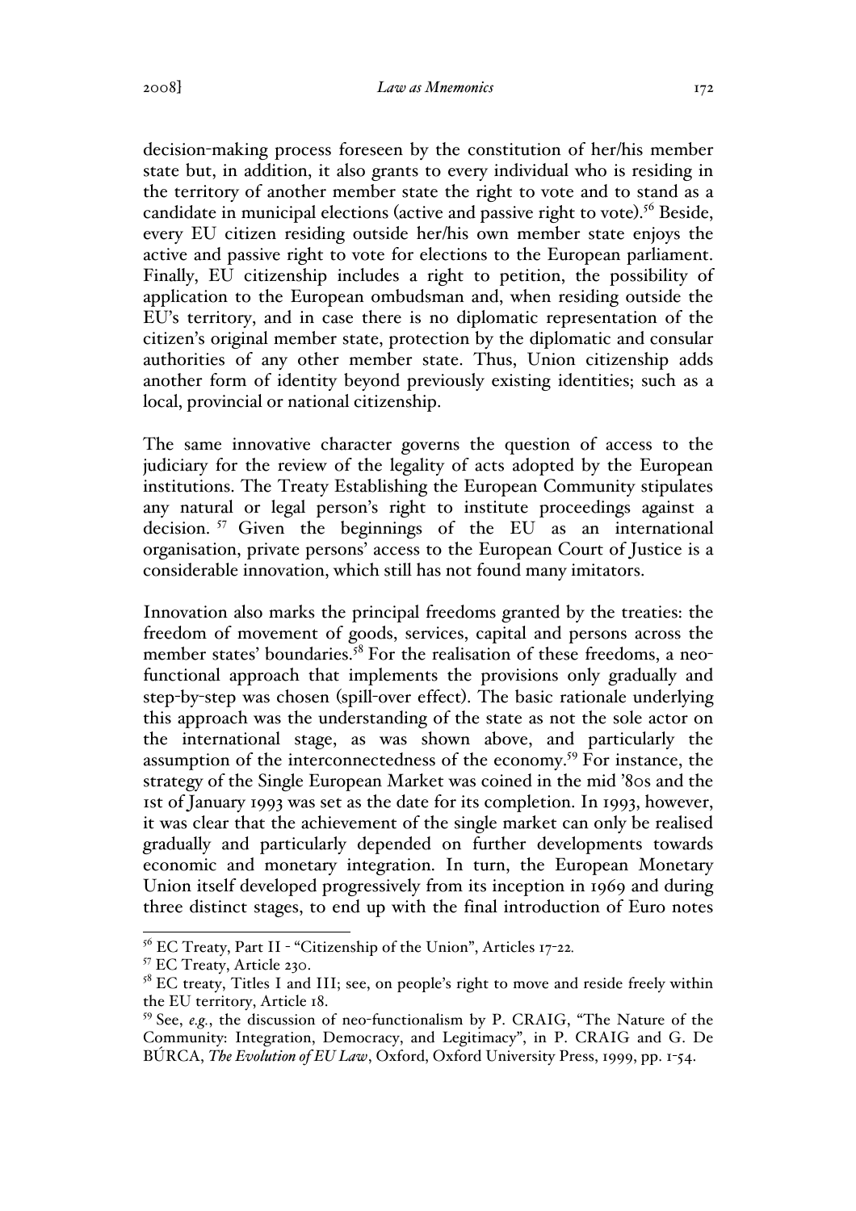decision-making process foreseen by the constitution of her/his member state but, in addition, it also grants to every individual who is residing in the territory of another member state the right to vote and to stand as a candidate in municipal elections (active and passive right to vote).[56] Beside, every EU citizen residing outside her/his own member state enjoys the active and passive right to vote for elections to the European parliament. Finally, EU citizenship includes a right to petition, the possibility of application to the European ombudsman and, when residing outside the EU's territory, and in case there is no diplomatic representation of the citizen's original member state, protection by the diplomatic and consular authorities of any other member state. Thus, Union citizenship adds another form of identity beyond previously existing identities; such as a local, provincial or national citizenship.

The same innovative character governs the question of access to the judiciary for the review of the legality of acts adopted by the European institutions. The Treaty Establishing the European Community stipulates any natural or legal person's right to institute proceedings against a decision.[57] Given the beginnings of the EU as an international organisation, private persons' access to the European Court of Justice is a considerable innovation, which still has not found many imitators.

Innovation also marks the principal freedoms granted by the treaties: the freedom of movement of goods, services, capital and persons across the member states' boundaries.[58] For the realisation of these freedoms, a neo-functional approach that implements the provisions only gradually and step-by-step was chosen (spill-over effect). The basic rationale underlying this approach was the understanding of the state as not the sole actor on the international stage, as was shown above, and particularly the assumption of the interconnectedness of the economy.[59] For instance, the strategy of the Single European Market was coined in the mid '80s and the 1st of January 1993 was set as the date for its completion. In 1993, however, it was clear that the achievement of the single market can only be realised gradually and particularly depended on further developments towards economic and monetary integration. In turn, the European Monetary Union itself developed progressively from its inception in 1969 and during three distinct stages, to end up with the final introduction of Euro notes

---

[56] EC Treaty, Part II - "Citizenship of the Union", Articles 17-22.

[57] EC Treaty, Article 230.

[58] EC treaty, Titles I and III; see, on people's right to move and reside freely within the EU territory, Article 18.

[59] See, *e.g.*, the discussion of neo-functionalism by P. CRAIG, "The Nature of the Community: Integration, Democracy, and Legitimacy", in P. CRAIG and G. De BÚRCA, *The Evolution of EU Law*, Oxford, Oxford University Press, 1999, pp. 1-54.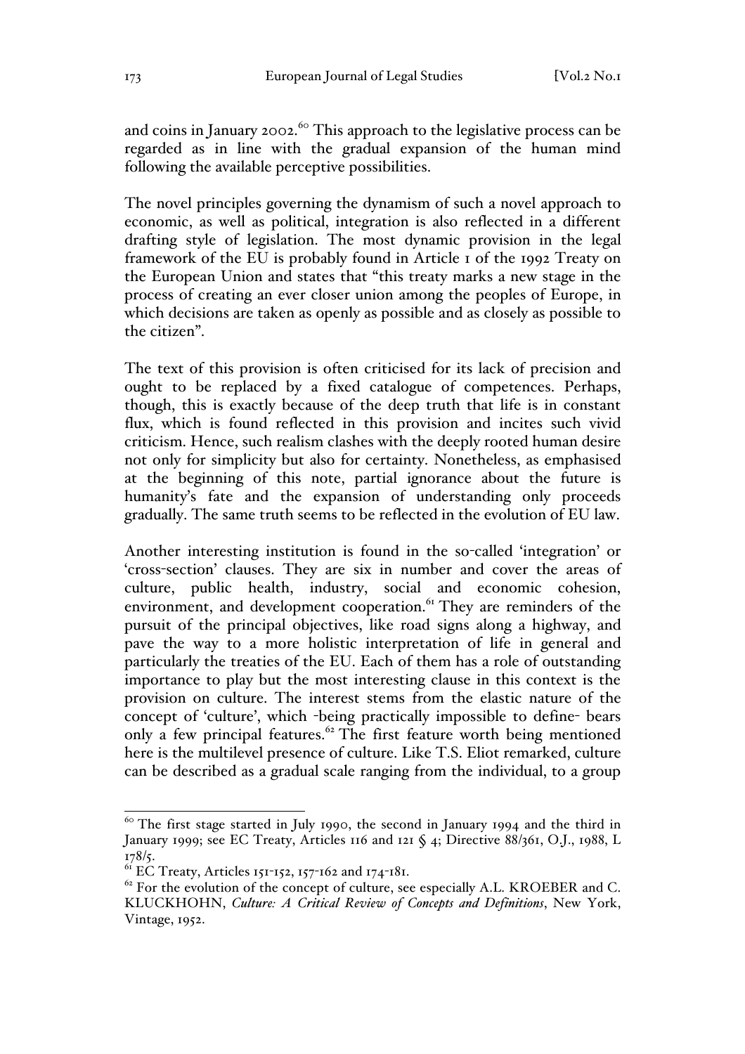and coins in January 2002.[60] This approach to the legislative process can be regarded as in line with the gradual expansion of the human mind following the available perceptive possibilities.

The novel principles governing the dynamism of such a novel approach to economic, as well as political, integration is also reflected in a different drafting style of legislation. The most dynamic provision in the legal framework of the EU is probably found in Article 1 of the 1992 Treaty on the European Union and states that "this treaty marks a new stage in the process of creating an ever closer union among the peoples of Europe, in which decisions are taken as openly as possible and as closely as possible to the citizen".

The text of this provision is often criticised for its lack of precision and ought to be replaced by a fixed catalogue of competences. Perhaps, though, this is exactly because of the deep truth that life is in constant flux, which is found reflected in this provision and incites such vivid criticism. Hence, such realism clashes with the deeply rooted human desire not only for simplicity but also for certainty. Nonetheless, as emphasised at the beginning of this note, partial ignorance about the future is humanity's fate and the expansion of understanding only proceeds gradually. The same truth seems to be reflected in the evolution of EU law.

Another interesting institution is found in the so-called 'integration' or 'cross-section' clauses. They are six in number and cover the areas of culture, public health, industry, social and economic cohesion, environment, and development cooperation.[61] They are reminders of the pursuit of the principal objectives, like road signs along a highway, and pave the way to a more holistic interpretation of life in general and particularly the treaties of the EU. Each of them has a role of outstanding importance to play but the most interesting clause in this context is the provision on culture. The interest stems from the elastic nature of the concept of 'culture', which -being practically impossible to define- bears only a few principal features.[62] The first feature worth being mentioned here is the multilevel presence of culture. Like T.S. Eliot remarked, culture can be described as a gradual scale ranging from the individual, to a group

---

[60] The first stage started in July 1990, the second in January 1994 and the third in January 1999; see EC Treaty, Articles 116 and 121 § 4; Directive 88/361, O.J., 1988, L 178/5.

[61] EC Treaty, Articles 151-152, 157-162 and 174-181.

[62] For the evolution of the concept of culture, see especially A.L. KROEBER and C. KLUCKHOHN, *Culture: A Critical Review of Concepts and Definitions*, New York, Vintage, 1952.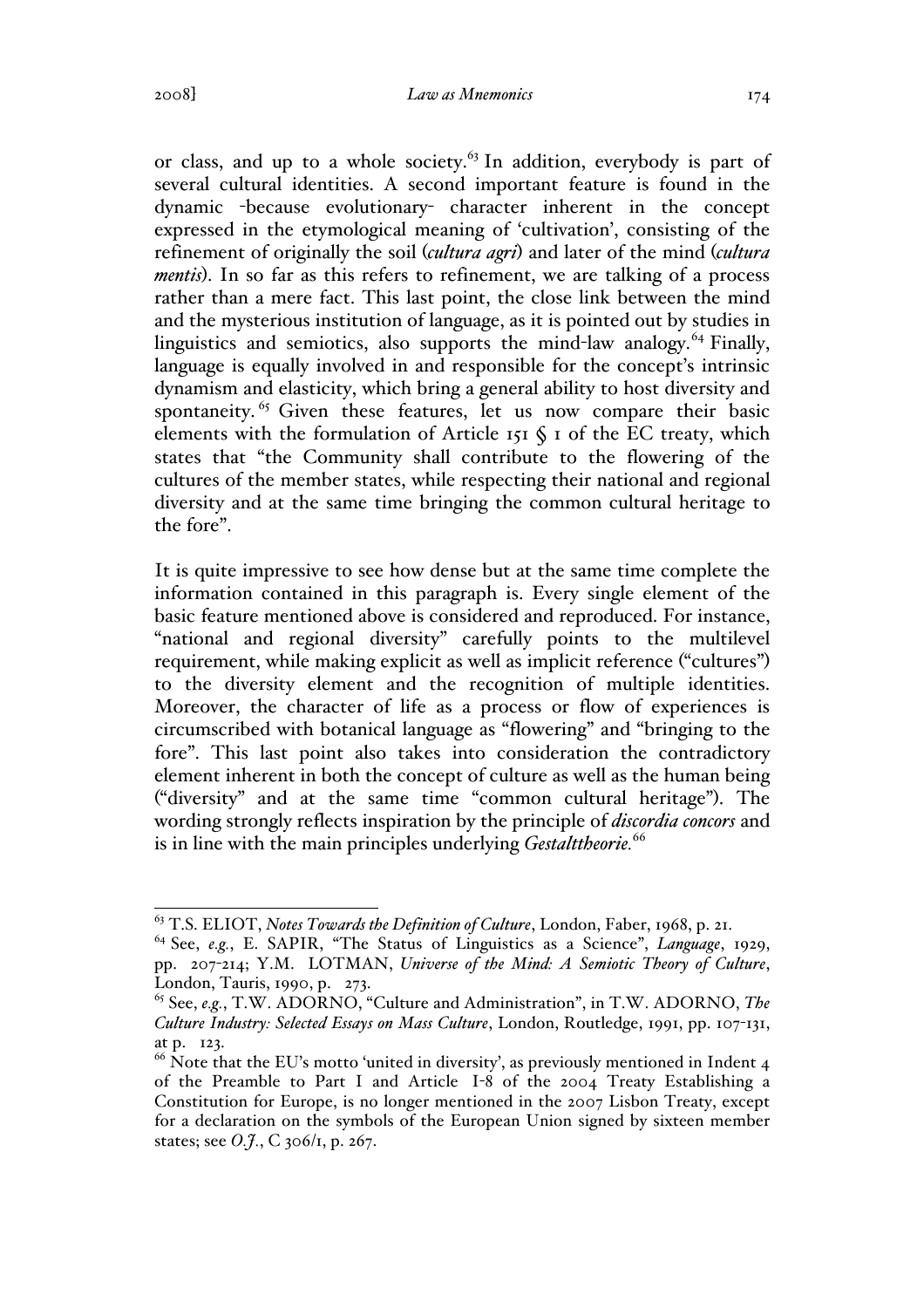or class, and up to a whole society.[63] In addition, everybody is part of several cultural identities. A second important feature is found in the dynamic -because evolutionary- character inherent in the concept expressed in the etymological meaning of 'cultivation', consisting of the refinement of originally the soil (*cultura agri*) and later of the mind (*cultura mentis*). In so far as this refers to refinement, we are talking of a process rather than a mere fact. This last point, the close link between the mind and the mysterious institution of language, as it is pointed out by studies in linguistics and semiotics, also supports the mind-law analogy.[64] Finally, language is equally involved in and responsible for the concept's intrinsic dynamism and elasticity, which bring a general ability to host diversity and spontaneity.[65] Given these features, let us now compare their basic elements with the formulation of Article 151 § 1 of the EC treaty, which states that "the Community shall contribute to the flowering of the cultures of the member states, while respecting their national and regional diversity and at the same time bringing the common cultural heritage to the fore".

It is quite impressive to see how dense but at the same time complete the information contained in this paragraph is. Every single element of the basic feature mentioned above is considered and reproduced. For instance, "national and regional diversity" carefully points to the multilevel requirement, while making explicit as well as implicit reference ("cultures") to the diversity element and the recognition of multiple identities. Moreover, the character of life as a process or flow of experiences is circumscribed with botanical language as "flowering" and "bringing to the fore". This last point also takes into consideration the contradictory element inherent in both the concept of culture as well as the human being ("diversity" and at the same time "common cultural heritage"). The wording strongly reflects inspiration by the principle of *discordia concors* and is in line with the main principles underlying *Gestalttheorie*.[66]

---

[63] T.S. ELIOT, *Notes Towards the Definition of Culture*, London, Faber, 1968, p. 21.

[64] See, *e.g.*, E. SAPIR, "The Status of Linguistics as a Science", *Language*, 1929, pp. 207-214; Y.M. LOTMAN, *Universe of the Mind: A Semiotic Theory of Culture*, London, Tauris, 1990, p. 273.

[65] See, *e.g.*, T.W. ADORNO, "Culture and Administration", in T.W. ADORNO, *The Culture Industry: Selected Essays on Mass Culture*, London, Routledge, 1991, pp. 107-131, at p. 123.

[66] Note that the EU's motto 'united in diversity', as previously mentioned in Indent 4 of the Preamble to Part I and Article I-8 of the 2004 Treaty Establishing a Constitution for Europe, is no longer mentioned in the 2007 Lisbon Treaty, except for a declaration on the symbols of the European Union signed by sixteen member states; see *O.J.*, C 306/1, p. 267.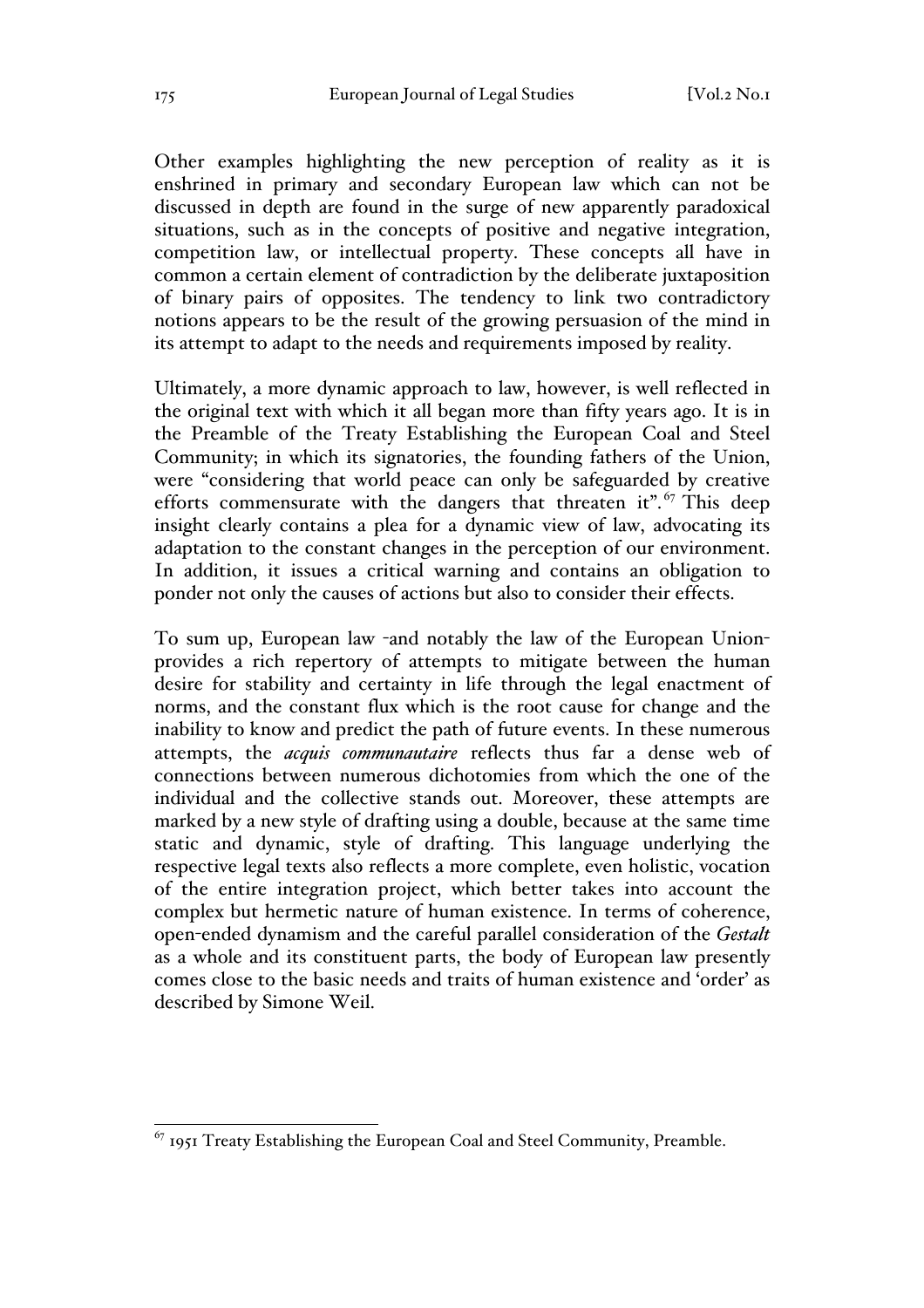Other examples highlighting the new perception of reality as it is enshrined in primary and secondary European law which can not be discussed in depth are found in the surge of new apparently paradoxical situations, such as in the concepts of positive and negative integration, competition law, or intellectual property. These concepts all have in common a certain element of contradiction by the deliberate juxtaposition of binary pairs of opposites. The tendency to link two contradictory notions appears to be the result of the growing persuasion of the mind in its attempt to adapt to the needs and requirements imposed by reality.

Ultimately, a more dynamic approach to law, however, is well reflected in the original text with which it all began more than fifty years ago. It is in the Preamble of the Treaty Establishing the European Coal and Steel Community; in which its signatories, the founding fathers of the Union, were "considering that world peace can only be safeguarded by creative efforts commensurate with the dangers that threaten it".[67] This deep insight clearly contains a plea for a dynamic view of law, advocating its adaptation to the constant changes in the perception of our environment. In addition, it issues a critical warning and contains an obligation to ponder not only the causes of actions but also to consider their effects.

To sum up, European law -and notably the law of the European Union- provides a rich repertory of attempts to mitigate between the human desire for stability and certainty in life through the legal enactment of norms, and the constant flux which is the root cause for change and the inability to know and predict the path of future events. In these numerous attempts, the *acquis communautaire* reflects thus far a dense web of connections between numerous dichotomies from which the one of the individual and the collective stands out. Moreover, these attempts are marked by a new style of drafting using a double, because at the same time static and dynamic, style of drafting. This language underlying the respective legal texts also reflects a more complete, even holistic, vocation of the entire integration project, which better takes into account the complex but hermetic nature of human existence. In terms of coherence, open-ended dynamism and the careful parallel consideration of the *Gestalt* as a whole and its constituent parts, the body of European law presently comes close to the basic needs and traits of human existence and 'order' as described by Simone Weil.

[67] 1951 Treaty Establishing the European Coal and Steel Community, Preamble.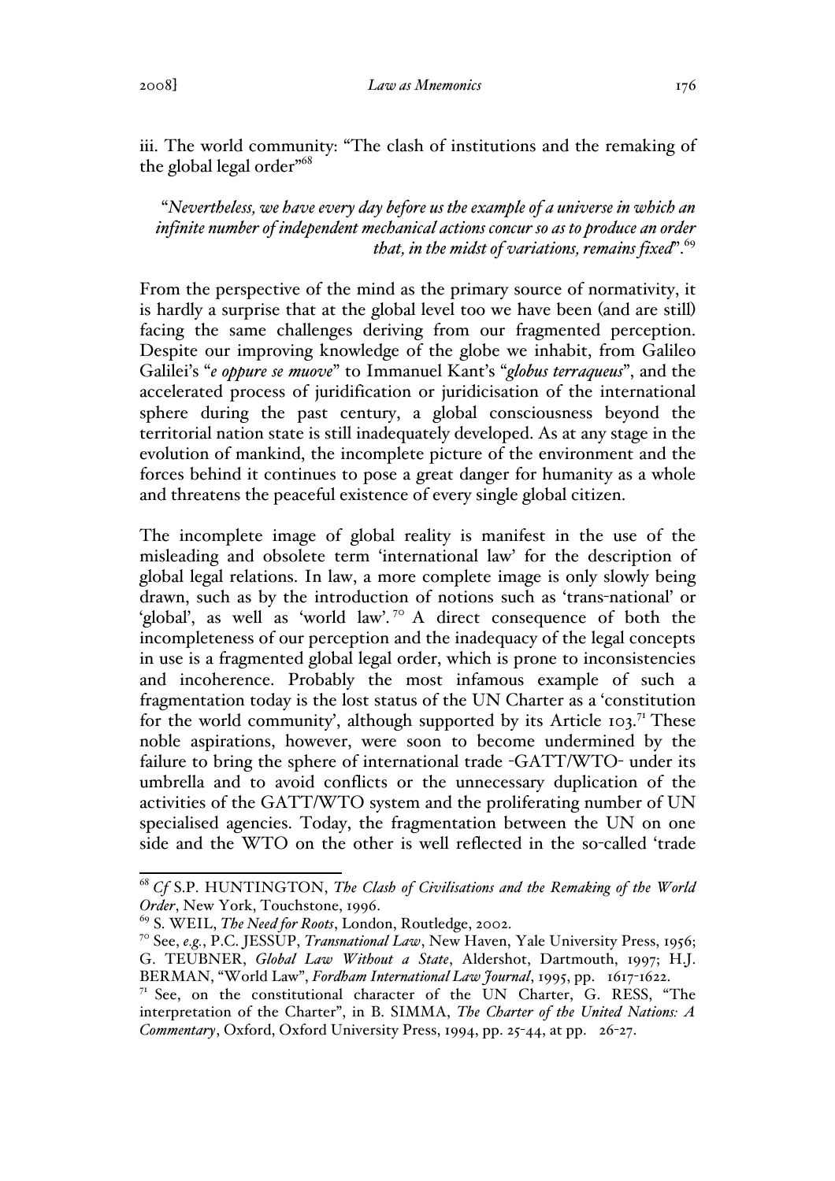iii. The world community: "The clash of institutions and the remaking of the global legal order"[68]

> "*Nevertheless, we have every day before us the example of a universe in which an infinite number of independent mechanical actions concur so as to produce an order that, in the midst of variations, remains fixed*".[69]

From the perspective of the mind as the primary source of normativity, it is hardly a surprise that at the global level too we have been (and are still) facing the same challenges deriving from our fragmented perception. Despite our improving knowledge of the globe we inhabit, from Galileo Galilei's "*e oppure se muove*" to Immanuel Kant's "*globus terraqueus*", and the accelerated process of juridification or juridicisation of the international sphere during the past century, a global consciousness beyond the territorial nation state is still inadequately developed. As at any stage in the evolution of mankind, the incomplete picture of the environment and the forces behind it continues to pose a great danger for humanity as a whole and threatens the peaceful existence of every single global citizen.

The incomplete image of global reality is manifest in the use of the misleading and obsolete term 'international law' for the description of global legal relations. In law, a more complete image is only slowly being drawn, such as by the introduction of notions such as 'trans-national' or 'global', as well as 'world law'.[70] A direct consequence of both the incompleteness of our perception and the inadequacy of the legal concepts in use is a fragmented global legal order, which is prone to inconsistencies and incoherence. Probably the most infamous example of such a fragmentation today is the lost status of the UN Charter as a 'constitution for the world community', although supported by its Article 103.[71] These noble aspirations, however, were soon to become undermined by the failure to bring the sphere of international trade -GATT/WTO- under its umbrella and to avoid conflicts or the unnecessary duplication of the activities of the GATT/WTO system and the proliferating number of UN specialised agencies. Today, the fragmentation between the UN on one side and the WTO on the other is well reflected in the so-called 'trade

---

[68] *Cf* S.P. HUNTINGTON, *The Clash of Civilisations and the Remaking of the World Order*, New York, Touchstone, 1996.

[69] S. WEIL, *The Need for Roots*, London, Routledge, 2002.

[70] See, *e.g.*, P.C. JESSUP, *Transnational Law*, New Haven, Yale University Press, 1956; G. TEUBNER, *Global Law Without a State*, Aldershot, Dartmouth, 1997; H.J. BERMAN, "World Law", *Fordham International Law Journal*, 1995, pp. 1617-1622.

[71] See, on the constitutional character of the UN Charter, G. RESS, "The interpretation of the Charter", in B. SIMMA, *The Charter of the United Nations: A Commentary*, Oxford, Oxford University Press, 1994, pp. 25-44, at pp. 26-27.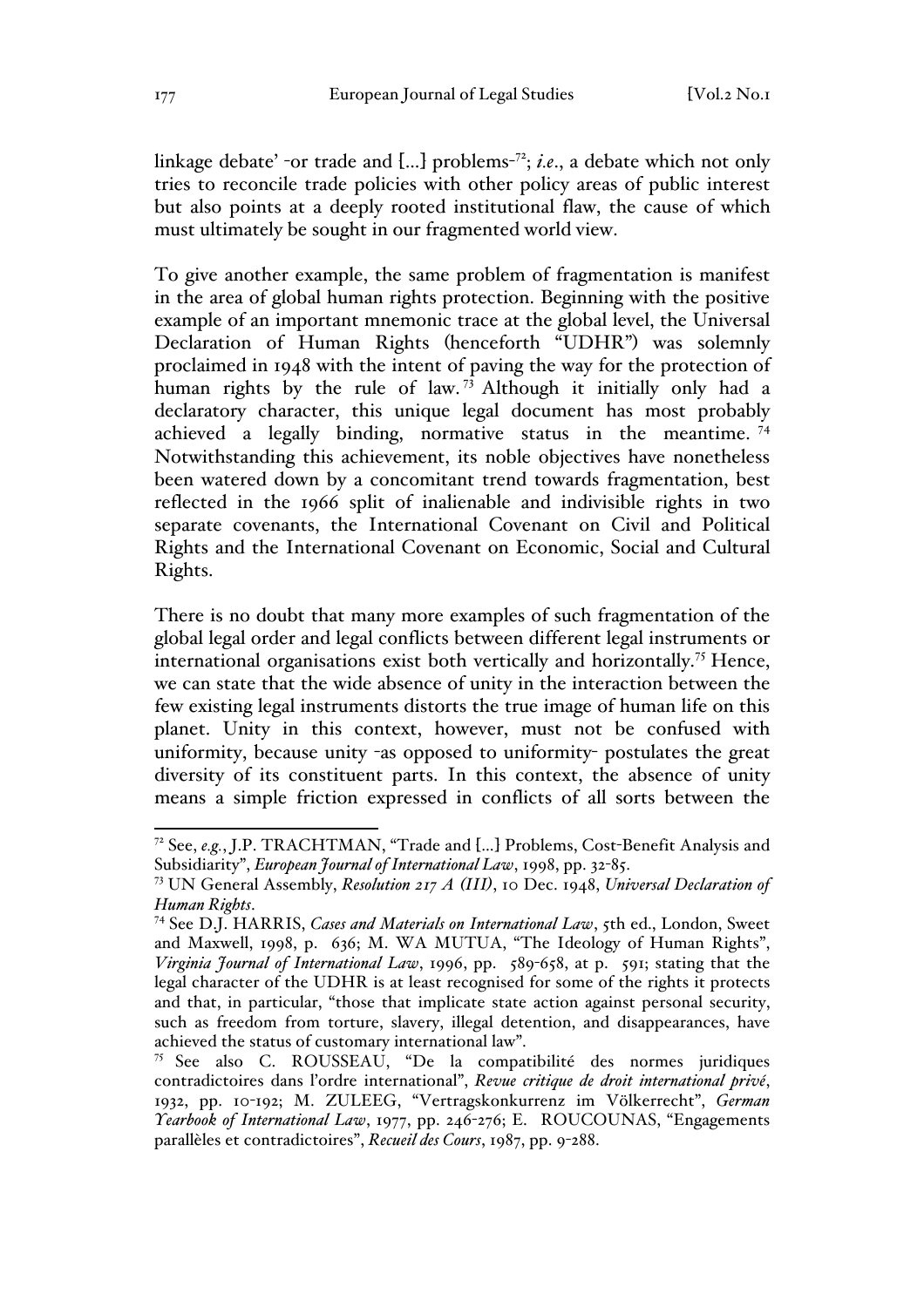linkage debate' -or trade and [...] problems-[72]; *i.e*., a debate which not only tries to reconcile trade policies with other policy areas of public interest but also points at a deeply rooted institutional flaw, the cause of which must ultimately be sought in our fragmented world view.

To give another example, the same problem of fragmentation is manifest in the area of global human rights protection. Beginning with the positive example of an important mnemonic trace at the global level, the Universal Declaration of Human Rights (henceforth "UDHR") was solemnly proclaimed in 1948 with the intent of paving the way for the protection of human rights by the rule of law.[73] Although it initially only had a declaratory character, this unique legal document has most probably achieved a legally binding, normative status in the meantime.[74] Notwithstanding this achievement, its noble objectives have nonetheless been watered down by a concomitant trend towards fragmentation, best reflected in the 1966 split of inalienable and indivisible rights in two separate covenants, the International Covenant on Civil and Political Rights and the International Covenant on Economic, Social and Cultural Rights.

There is no doubt that many more examples of such fragmentation of the global legal order and legal conflicts between different legal instruments or international organisations exist both vertically and horizontally.[75] Hence, we can state that the wide absence of unity in the interaction between the few existing legal instruments distorts the true image of human life on this planet. Unity in this context, however, must not be confused with uniformity, because unity -as opposed to uniformity- postulates the great diversity of its constituent parts. In this context, the absence of unity means a simple friction expressed in conflicts of all sorts between the

---

[72] See, *e.g.*, J.P. TRACHTMAN, "Trade and [...] Problems, Cost-Benefit Analysis and Subsidiarity", *European Journal of International Law*, 1998, pp. 32-85.

[73] UN General Assembly, *Resolution 217 A (III)*, 10 Dec. 1948, *Universal Declaration of Human Rights*.

[74] See D.J. HARRIS, *Cases and Materials on International Law*, 5th ed., London, Sweet and Maxwell, 1998, p. 636; M. WA MUTUA, "The Ideology of Human Rights", *Virginia Journal of International Law*, 1996, pp. 589-658, at p. 591; stating that the legal character of the UDHR is at least recognised for some of the rights it protects and that, in particular, "those that implicate state action against personal security, such as freedom from torture, slavery, illegal detention, and disappearances, have achieved the status of customary international law".

[75] See also C. ROUSSEAU, "De la compatibilité des normes juridiques contradictoires dans l'ordre international", *Revue critique de droit international privé*, 1932, pp. 10-192; M. ZULEEG, "Vertragskonkurrenz im Völkerrecht", *German Yearbook of International Law*, 1977, pp. 246-276; E. ROUCOUNAS, "Engagements parallèles et contradictoires", *Recueil des Cours*, 1987, pp. 9-288.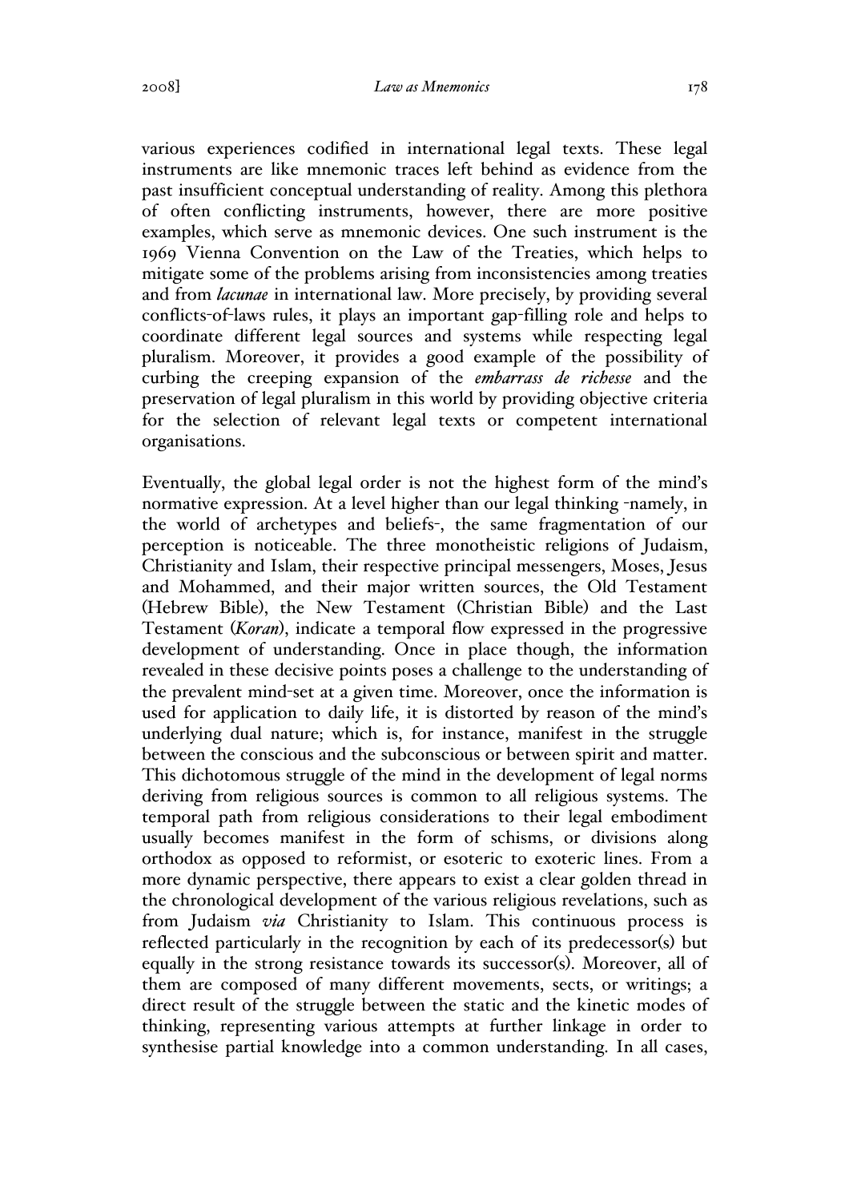various experiences codified in international legal texts. These legal instruments are like mnemonic traces left behind as evidence from the past insufficient conceptual understanding of reality. Among this plethora of often conflicting instruments, however, there are more positive examples, which serve as mnemonic devices. One such instrument is the 1969 Vienna Convention on the Law of the Treaties, which helps to mitigate some of the problems arising from inconsistencies among treaties and from *lacunae* in international law. More precisely, by providing several conflicts-of-laws rules, it plays an important gap-filling role and helps to coordinate different legal sources and systems while respecting legal pluralism. Moreover, it provides a good example of the possibility of curbing the creeping expansion of the *embarrass de richesse* and the preservation of legal pluralism in this world by providing objective criteria for the selection of relevant legal texts or competent international organisations.

Eventually, the global legal order is not the highest form of the mind's normative expression. At a level higher than our legal thinking -namely, in the world of archetypes and beliefs-, the same fragmentation of our perception is noticeable. The three monotheistic religions of Judaism, Christianity and Islam, their respective principal messengers, Moses, Jesus and Mohammed, and their major written sources, the Old Testament (Hebrew Bible), the New Testament (Christian Bible) and the Last Testament (*Koran*), indicate a temporal flow expressed in the progressive development of understanding. Once in place though, the information revealed in these decisive points poses a challenge to the understanding of the prevalent mind-set at a given time. Moreover, once the information is used for application to daily life, it is distorted by reason of the mind's underlying dual nature; which is, for instance, manifest in the struggle between the conscious and the subconscious or between spirit and matter. This dichotomous struggle of the mind in the development of legal norms deriving from religious sources is common to all religious systems. The temporal path from religious considerations to their legal embodiment usually becomes manifest in the form of schisms, or divisions along orthodox as opposed to reformist, or esoteric to exoteric lines. From a more dynamic perspective, there appears to exist a clear golden thread in the chronological development of the various religious revelations, such as from Judaism *via* Christianity to Islam. This continuous process is reflected particularly in the recognition by each of its predecessor(s) but equally in the strong resistance towards its successor(s). Moreover, all of them are composed of many different movements, sects, or writings; a direct result of the struggle between the static and the kinetic modes of thinking, representing various attempts at further linkage in order to synthesise partial knowledge into a common understanding. In all cases,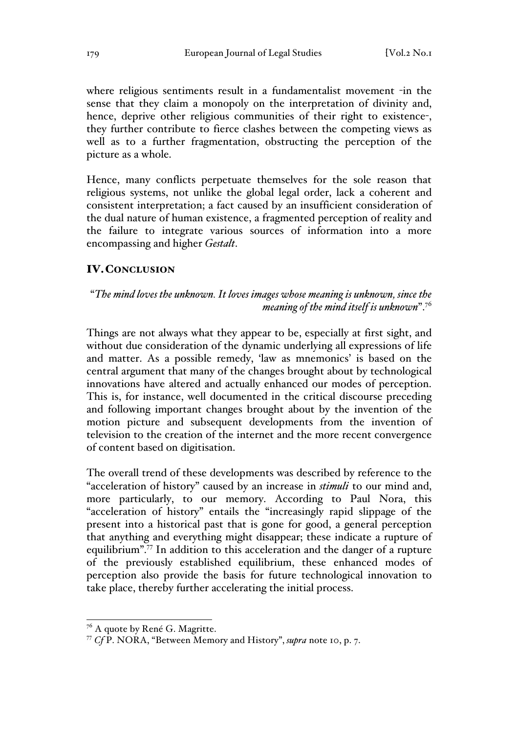where religious sentiments result in a fundamentalist movement -in the sense that they claim a monopoly on the interpretation of divinity and, hence, deprive other religious communities of their right to existence-, they further contribute to fierce clashes between the competing views as well as to a further fragmentation, obstructing the perception of the picture as a whole.

Hence, many conflicts perpetuate themselves for the sole reason that religious systems, not unlike the global legal order, lack a coherent and consistent interpretation; a fact caused by an insufficient consideration of the dual nature of human existence, a fragmented perception of reality and the failure to integrate various sources of information into a more encompassing and higher *Gestalt*.

## IV. CONCLUSION

> "*The mind loves the unknown. It loves images whose meaning is unknown, since the meaning of the mind itself is unknown*".[76]

Things are not always what they appear to be, especially at first sight, and without due consideration of the dynamic underlying all expressions of life and matter. As a possible remedy, 'law as mnemonics' is based on the central argument that many of the changes brought about by technological innovations have altered and actually enhanced our modes of perception. This is, for instance, well documented in the critical discourse preceding and following important changes brought about by the invention of the motion picture and subsequent developments from the invention of television to the creation of the internet and the more recent convergence of content based on digitisation.

The overall trend of these developments was described by reference to the "acceleration of history" caused by an increase in *stimuli* to our mind and, more particularly, to our memory. According to Paul Nora, this "acceleration of history" entails the "increasingly rapid slippage of the present into a historical past that is gone for good, a general perception that anything and everything might disappear; these indicate a rupture of equilibrium".[77] In addition to this acceleration and the danger of a rupture of the previously established equilibrium, these enhanced modes of perception also provide the basis for future technological innovation to take place, thereby further accelerating the initial process.

---

[76] A quote by René G. Magritte.

[77] *Cf* P. NORA, "Between Memory and History", *supra* note 10, p. 7.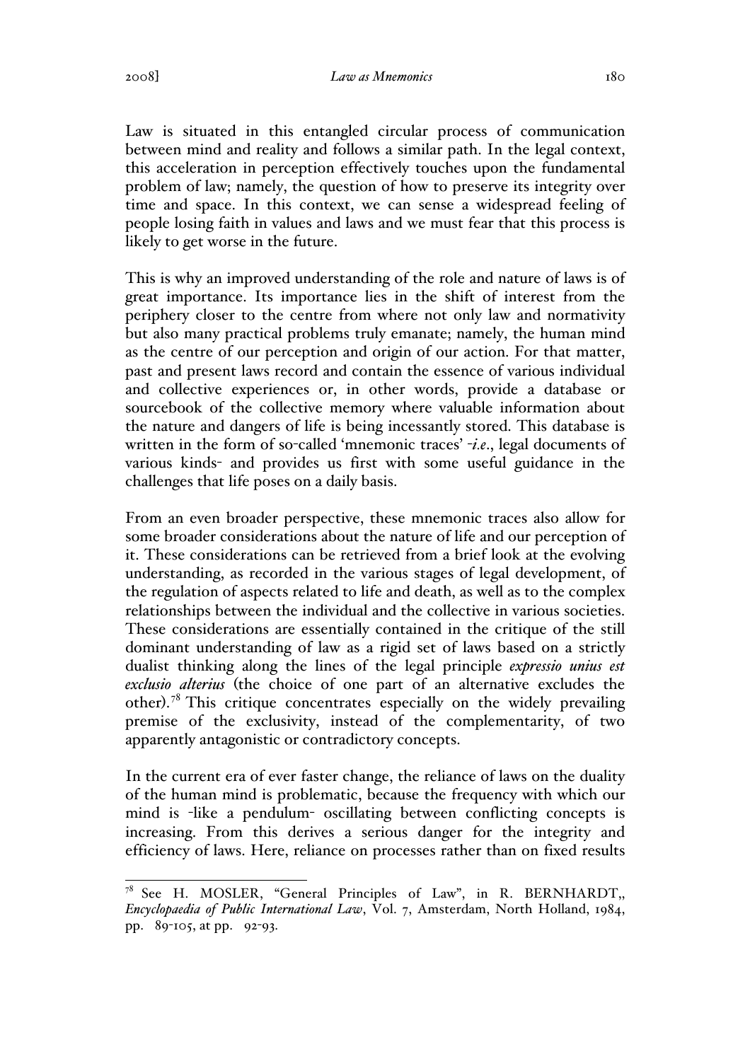Law is situated in this entangled circular process of communication between mind and reality and follows a similar path. In the legal context, this acceleration in perception effectively touches upon the fundamental problem of law; namely, the question of how to preserve its integrity over time and space. In this context, we can sense a widespread feeling of people losing faith in values and laws and we must fear that this process is likely to get worse in the future.

This is why an improved understanding of the role and nature of laws is of great importance. Its importance lies in the shift of interest from the periphery closer to the centre from where not only law and normativity but also many practical problems truly emanate; namely, the human mind as the centre of our perception and origin of our action. For that matter, past and present laws record and contain the essence of various individual and collective experiences or, in other words, provide a database or sourcebook of the collective memory where valuable information about the nature and dangers of life is being incessantly stored. This database is written in the form of so-called 'mnemonic traces' -*i.e.*, legal documents of various kinds- and provides us first with some useful guidance in the challenges that life poses on a daily basis.

From an even broader perspective, these mnemonic traces also allow for some broader considerations about the nature of life and our perception of it. These considerations can be retrieved from a brief look at the evolving understanding, as recorded in the various stages of legal development, of the regulation of aspects related to life and death, as well as to the complex relationships between the individual and the collective in various societies. These considerations are essentially contained in the critique of the still dominant understanding of law as a rigid set of laws based on a strictly dualist thinking along the lines of the legal principle ***expressio unius est exclusio alterius*** (the choice of one part of an alternative excludes the other).[78] This critique concentrates especially on the widely prevailing premise of the exclusivity, instead of the complementarity, of two apparently antagonistic or contradictory concepts.

In the current era of ever faster change, the reliance of laws on the duality of the human mind is problematic, because the frequency with which our mind is -like a pendulum- oscillating between conflicting concepts is increasing. From this derives a serious danger for the integrity and efficiency of laws. Here, reliance on processes rather than on fixed results

---

[78] See H. MOSLER, "General Principles of Law", in R. BERNHARDT,, *Encyclopaedia of Public International Law*, Vol. 7, Amsterdam, North Holland, 1984, pp. 89-105, at pp. 92-93.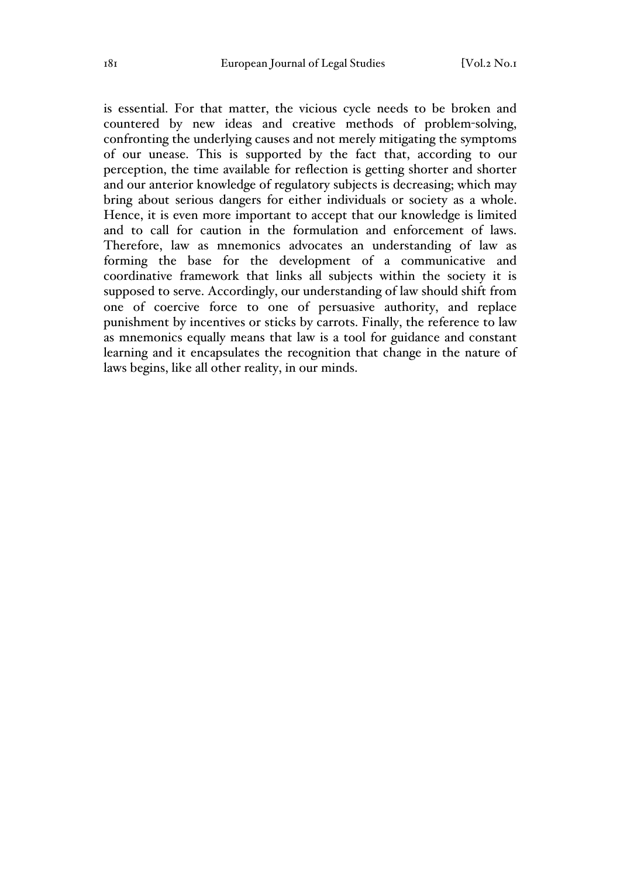is essential. For that matter, the vicious cycle needs to be broken and countered by new ideas and creative methods of problem-solving, confronting the underlying causes and not merely mitigating the symptoms of our unease. This is supported by the fact that, according to our perception, the time available for reflection is getting shorter and shorter and our anterior knowledge of regulatory subjects is decreasing; which may bring about serious dangers for either individuals or society as a whole. Hence, it is even more important to accept that our knowledge is limited and to call for caution in the formulation and enforcement of laws. Therefore, law as mnemonics advocates an understanding of law as forming the base for the development of a communicative and coordinative framework that links all subjects within the society it is supposed to serve. Accordingly, our understanding of law should shift from one of coercive force to one of persuasive authority, and replace punishment by incentives or sticks by carrots. Finally, the reference to law as mnemonics equally means that law is a tool for guidance and constant learning and it encapsulates the recognition that change in the nature of laws begins, like all other reality, in our minds.